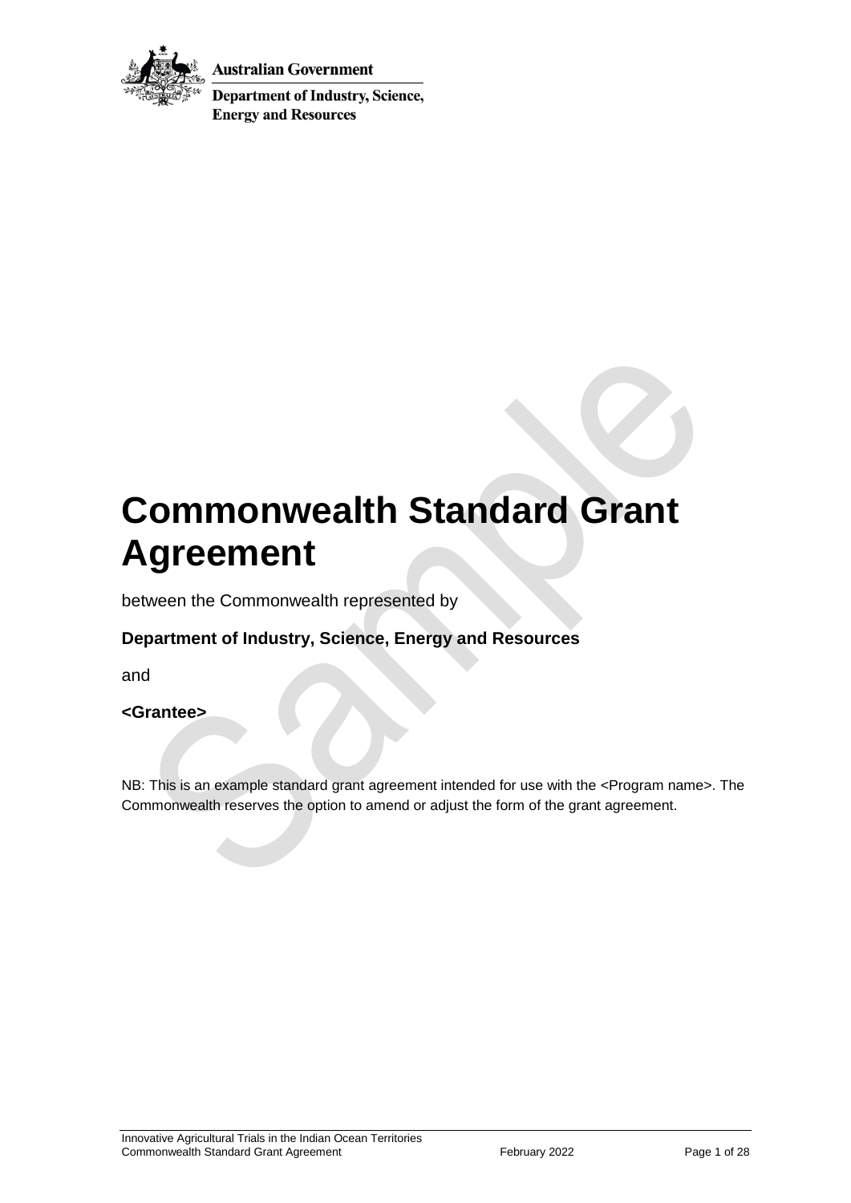**Australian Government**

**Department of Industry, Science, Energy and Resources**

# Commonwealth Standard Grant Agreement

between the Commonwealth represented by

**Department of Industry, Science, Energy and Resources**

and

**<Grantee>**

NB: This is an example standard grant agreement intended for use with the <Program name>. The Commonwealth reserves the option to amend or adjust the form of the grant agreement.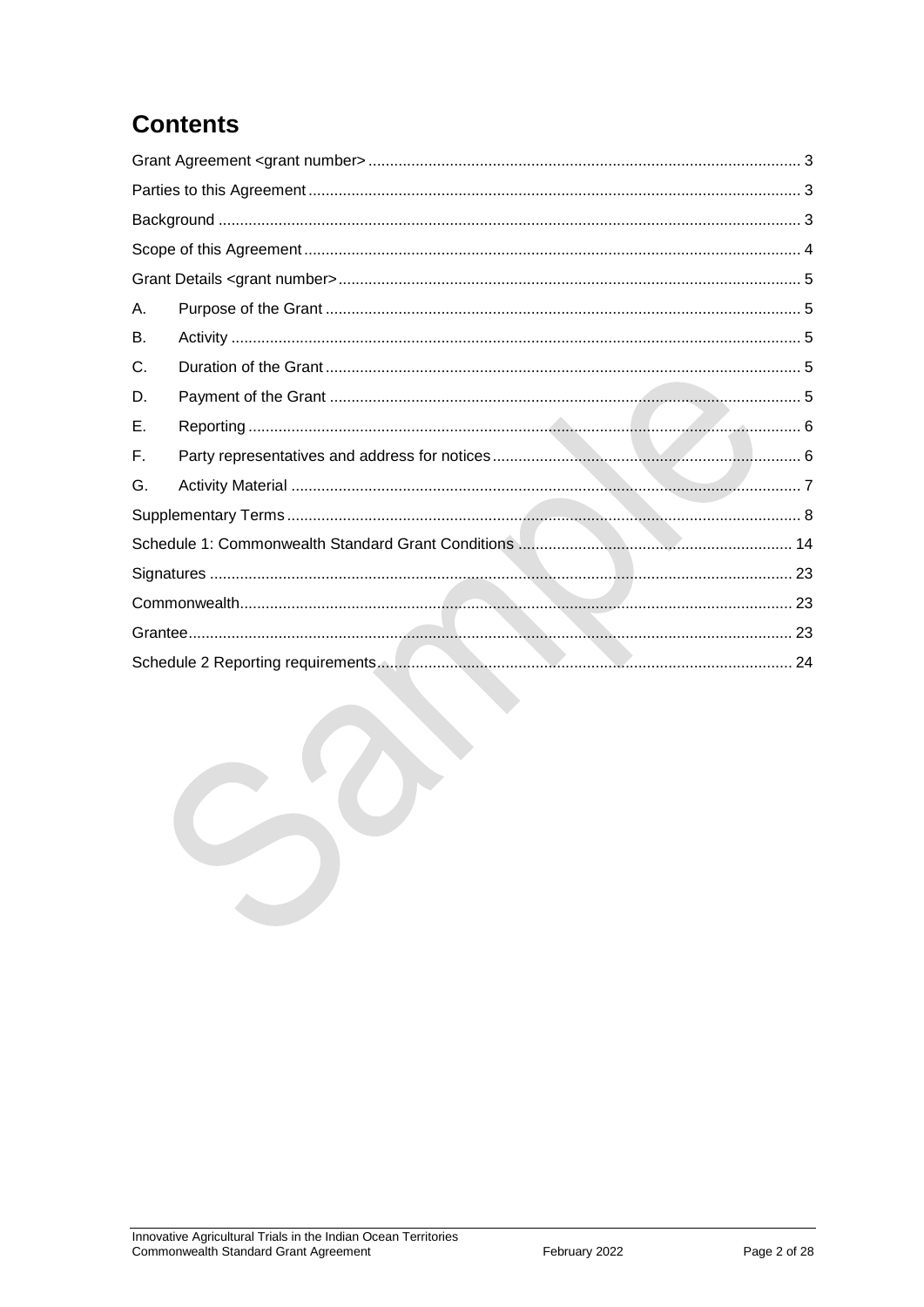# Contents

Grant Agreement <grant number> ..... 3
Parties to this Agreement ..... 3
Background ..... 3
Scope of this Agreement ..... 4
Grant Details <grant number> ..... 5
A. Purpose of the Grant ..... 5
B. Activity ..... 5
C. Duration of the Grant ..... 5
D. Payment of the Grant ..... 5
E. Reporting ..... 6
F. Party representatives and address for notices ..... 6
G. Activity Material ..... 7
Supplementary Terms ..... 8
Schedule 1: Commonwealth Standard Grant Conditions ..... 14
Signatures ..... 23
Commonwealth ..... 23
Grantee ..... 23
Schedule 2 Reporting requirements ..... 24

Sample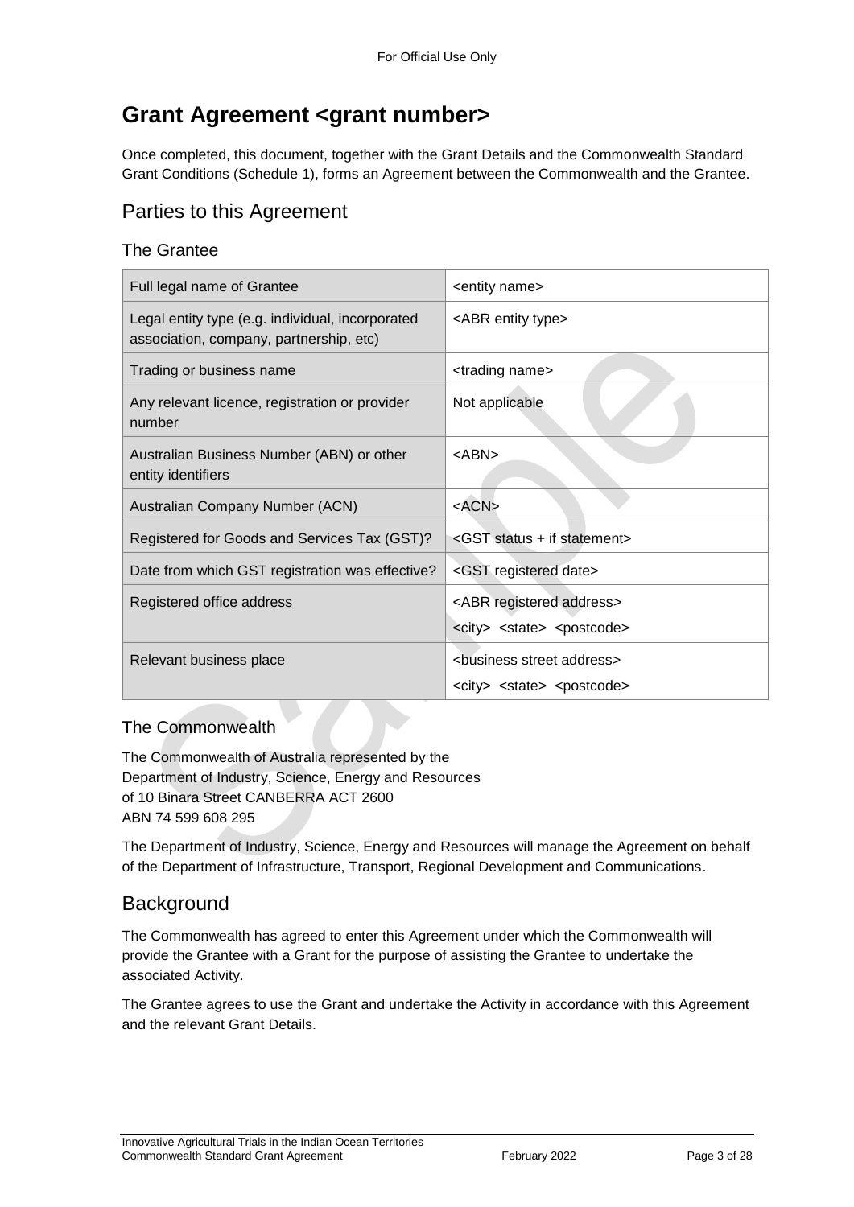# Grant Agreement <grant number>

Once completed, this document, together with the Grant Details and the Commonwealth Standard Grant Conditions (Schedule 1), forms an Agreement between the Commonwealth and the Grantee.

## Parties to this Agreement

### The Grantee

| Field | Details |
|---|---|
| Full legal name of Grantee | <entity name> |
| Legal entity type (e.g. individual, incorporated association, company, partnership, etc) | <ABR entity type> |
| Trading or business name | <trading name> |
| Any relevant licence, registration or provider number | Not applicable |
| Australian Business Number (ABN) or other entity identifiers | <ABN> |
| Australian Company Number (ACN) | <ACN> |
| Registered for Goods and Services Tax (GST)? | <GST status + if statement> |
| Date from which GST registration was effective? | <GST registered date> |
| Registered office address | <ABR registered address><br><city> <state> <postcode> |
| Relevant business place | <business street address><br><city> <state> <postcode> |

### The Commonwealth

The Commonwealth of Australia represented by the
Department of Industry, Science, Energy and Resources
of 10 Binara Street CANBERRA ACT 2600
ABN 74 599 608 295

The Department of Industry, Science, Energy and Resources will manage the Agreement on behalf of the Department of Infrastructure, Transport, Regional Development and Communications.

## Background

The Commonwealth has agreed to enter this Agreement under which the Commonwealth will provide the Grantee with a Grant for the purpose of assisting the Grantee to undertake the associated Activity.

The Grantee agrees to use the Grant and undertake the Activity in accordance with this Agreement and the relevant Grant Details.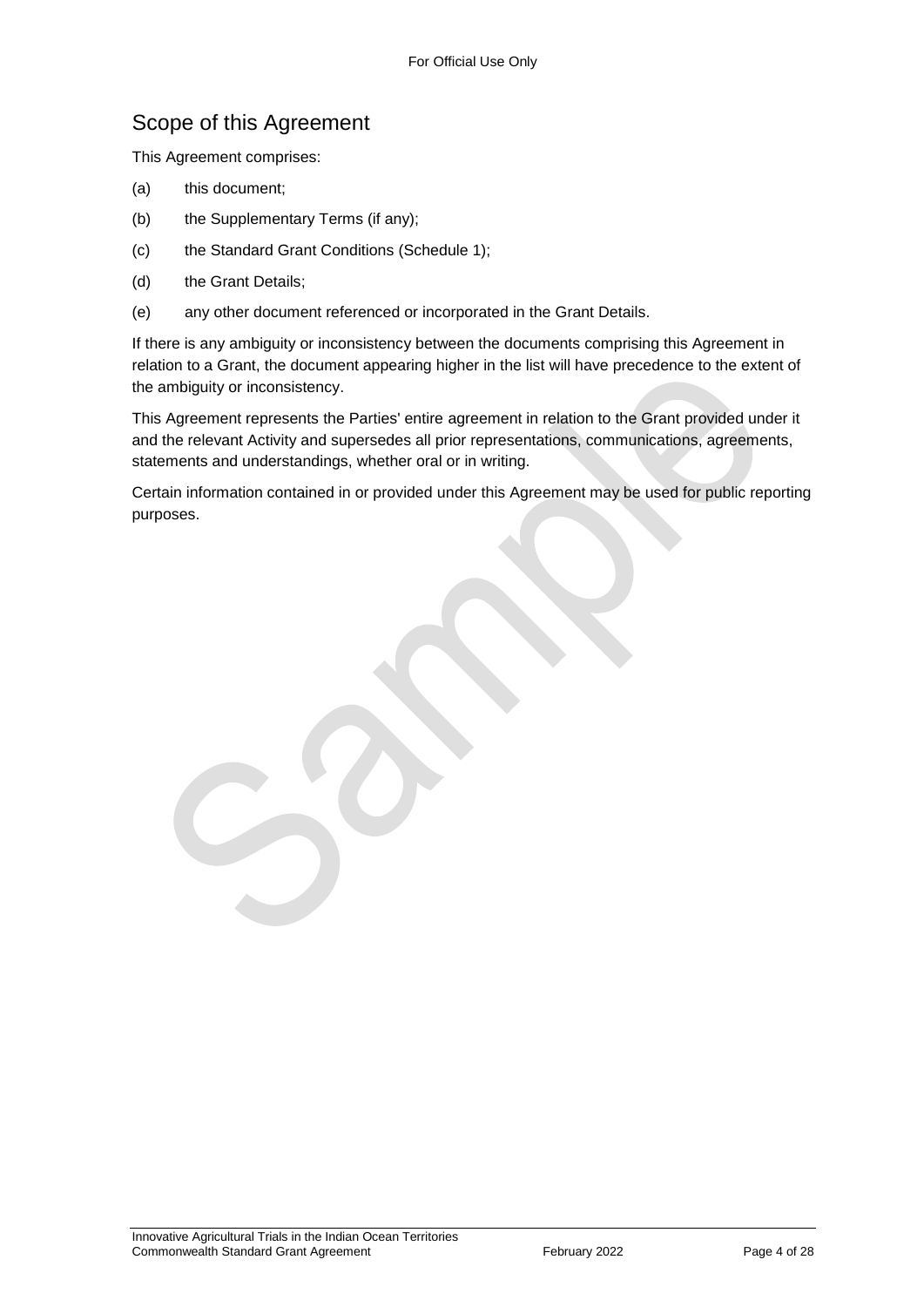## Scope of this Agreement

This Agreement comprises:

(a) this document;

(b) the Supplementary Terms (if any);

(c) the Standard Grant Conditions (Schedule 1);

(d) the Grant Details;

(e) any other document referenced or incorporated in the Grant Details.

If there is any ambiguity or inconsistency between the documents comprising this Agreement in relation to a Grant, the document appearing higher in the list will have precedence to the extent of the ambiguity or inconsistency.

This Agreement represents the Parties' entire agreement in relation to the Grant provided under it and the relevant Activity and supersedes all prior representations, communications, agreements, statements and understandings, whether oral or in writing.

Certain information contained in or provided under this Agreement may be used for public reporting purposes.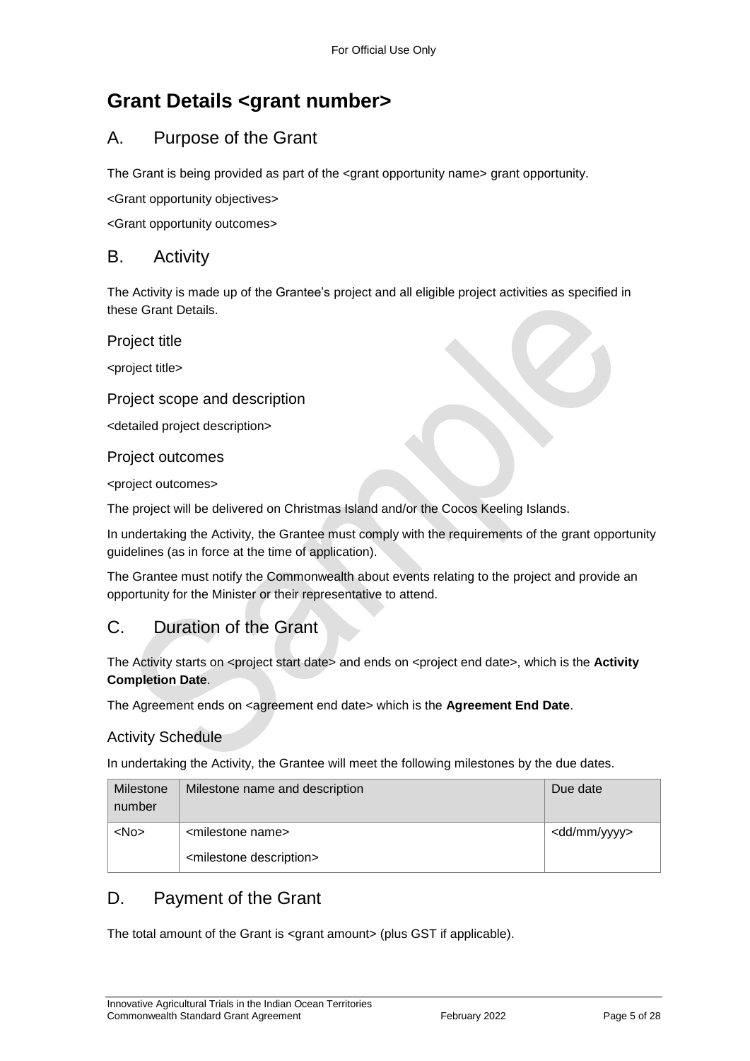# Grant Details <grant number>

## A. Purpose of the Grant

The Grant is being provided as part of the <grant opportunity name> grant opportunity.

<Grant opportunity objectives>

<Grant opportunity outcomes>

## B. Activity

The Activity is made up of the Grantee's project and all eligible project activities as specified in these Grant Details.

### Project title

<project title>

### Project scope and description

<detailed project description>

### Project outcomes

<project outcomes>

The project will be delivered on Christmas Island and/or the Cocos Keeling Islands.

In undertaking the Activity, the Grantee must comply with the requirements of the grant opportunity guidelines (as in force at the time of application).

The Grantee must notify the Commonwealth about events relating to the project and provide an opportunity for the Minister or their representative to attend.

## C. Duration of the Grant

The Activity starts on <project start date> and ends on <project end date>, which is the **Activity Completion Date**.

The Agreement ends on <agreement end date> which is the **Agreement End Date**.

### Activity Schedule

In undertaking the Activity, the Grantee will meet the following milestones by the due dates.

| Milestone number | Milestone name and description | Due date |
|---|---|---|
| <No> | <milestone name><br><milestone description> | <dd/mm/yyyy> |

## D. Payment of the Grant

The total amount of the Grant is <grant amount> (plus GST if applicable).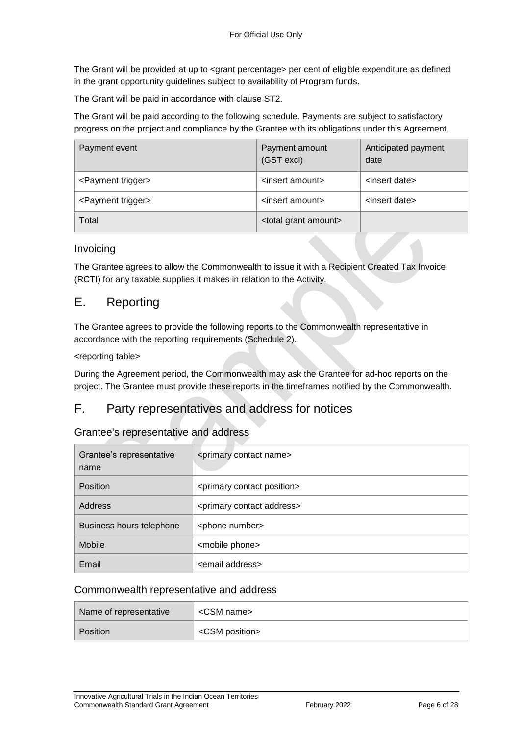The Grant will be provided at up to <grant percentage> per cent of eligible expenditure as defined in the grant opportunity guidelines subject to availability of Program funds.

The Grant will be paid in accordance with clause ST2.

The Grant will be paid according to the following schedule. Payments are subject to satisfactory progress on the project and compliance by the Grantee with its obligations under this Agreement.

| Payment event | Payment amount (GST excl) | Anticipated payment date |
|---|---|---|
| <Payment trigger> | <insert amount> | <insert date> |
| <Payment trigger> | <insert amount> | <insert date> |
| Total | <total grant amount> | |

### Invoicing

The Grantee agrees to allow the Commonwealth to issue it with a Recipient Created Tax Invoice (RCTI) for any taxable supplies it makes in relation to the Activity.

## E. Reporting

The Grantee agrees to provide the following reports to the Commonwealth representative in accordance with the reporting requirements (Schedule 2).

<reporting table>

During the Agreement period, the Commonwealth may ask the Grantee for ad-hoc reports on the project. The Grantee must provide these reports in the timeframes notified by the Commonwealth.

## F. Party representatives and address for notices

### Grantee's representative and address

| Grantee's representative name | <primary contact name> |
|---|---|
| Position | <primary contact position> |
| Address | <primary contact address> |
| Business hours telephone | <phone number> |
| Mobile | <mobile phone> |
| Email | <email address> |

### Commonwealth representative and address

| Name of representative | <CSM name> |
|---|---|
| Position | <CSM position> |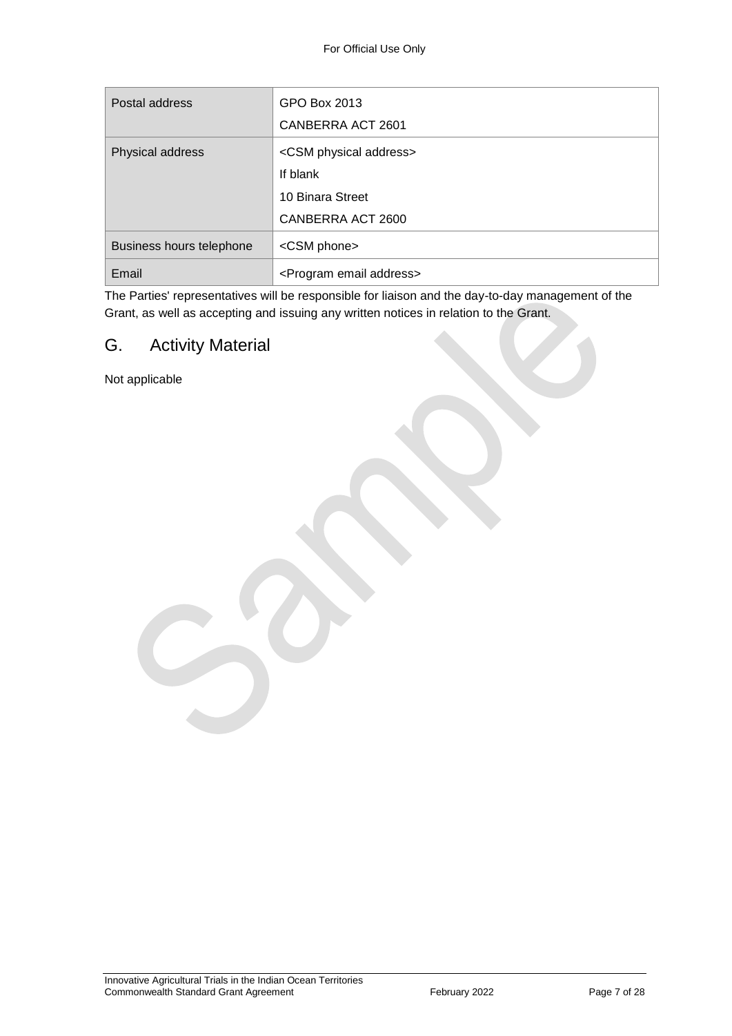| Postal address | GPO Box 2013<br>CANBERRA ACT 2601 |
|---|---|
| Physical address | <CSM physical address><br>If blank<br>10 Binara Street<br>CANBERRA ACT 2600 |
| Business hours telephone | <CSM phone> |
| Email | <Program email address> |

The Parties' representatives will be responsible for liaison and the day-to-day management of the Grant, as well as accepting and issuing any written notices in relation to the Grant.

## G. Activity Material

Not applicable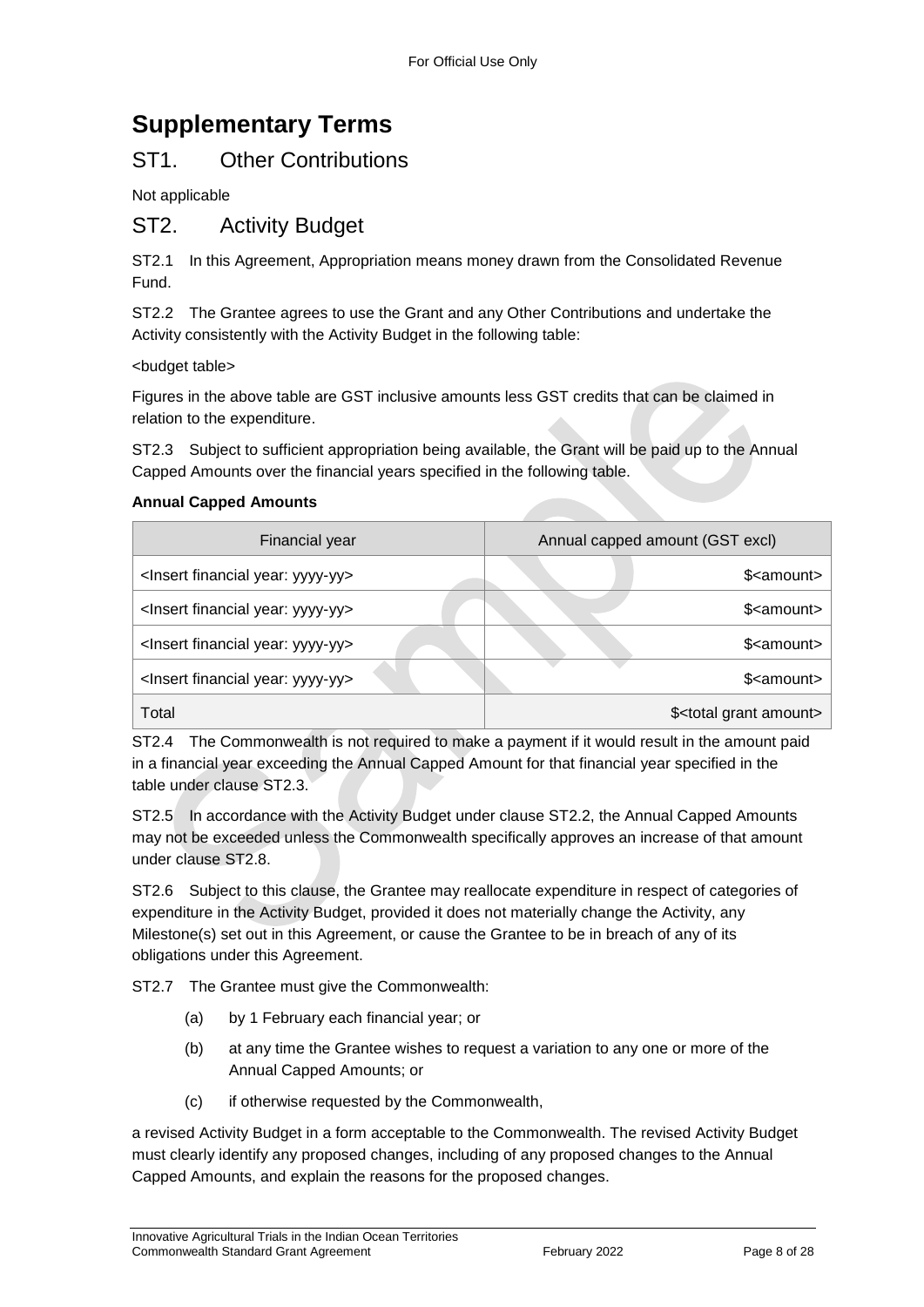# Supplementary Terms

## ST1. Other Contributions

Not applicable

## ST2. Activity Budget

ST2.1 In this Agreement, Appropriation means money drawn from the Consolidated Revenue Fund.

ST2.2 The Grantee agrees to use the Grant and any Other Contributions and undertake the Activity consistently with the Activity Budget in the following table:

<budget table>

Figures in the above table are GST inclusive amounts less GST credits that can be claimed in relation to the expenditure.

ST2.3 Subject to sufficient appropriation being available, the Grant will be paid up to the Annual Capped Amounts over the financial years specified in the following table.

**Annual Capped Amounts**

| Financial year | Annual capped amount (GST excl) |
|---|---|
| <Insert financial year: yyyy-yy> | $<amount> |
| <Insert financial year: yyyy-yy> | $<amount> |
| <Insert financial year: yyyy-yy> | $<amount> |
| <Insert financial year: yyyy-yy> | $<amount> |
| Total | $<total grant amount> |

ST2.4 The Commonwealth is not required to make a payment if it would result in the amount paid in a financial year exceeding the Annual Capped Amount for that financial year specified in the table under clause ST2.3.

ST2.5 In accordance with the Activity Budget under clause ST2.2, the Annual Capped Amounts may not be exceeded unless the Commonwealth specifically approves an increase of that amount under clause ST2.8.

ST2.6 Subject to this clause, the Grantee may reallocate expenditure in respect of categories of expenditure in the Activity Budget, provided it does not materially change the Activity, any Milestone(s) set out in this Agreement, or cause the Grantee to be in breach of any of its obligations under this Agreement.

ST2.7 The Grantee must give the Commonwealth:

(a) by 1 February each financial year; or

(b) at any time the Grantee wishes to request a variation to any one or more of the Annual Capped Amounts; or

(c) if otherwise requested by the Commonwealth,

a revised Activity Budget in a form acceptable to the Commonwealth. The revised Activity Budget must clearly identify any proposed changes, including of any proposed changes to the Annual Capped Amounts, and explain the reasons for the proposed changes.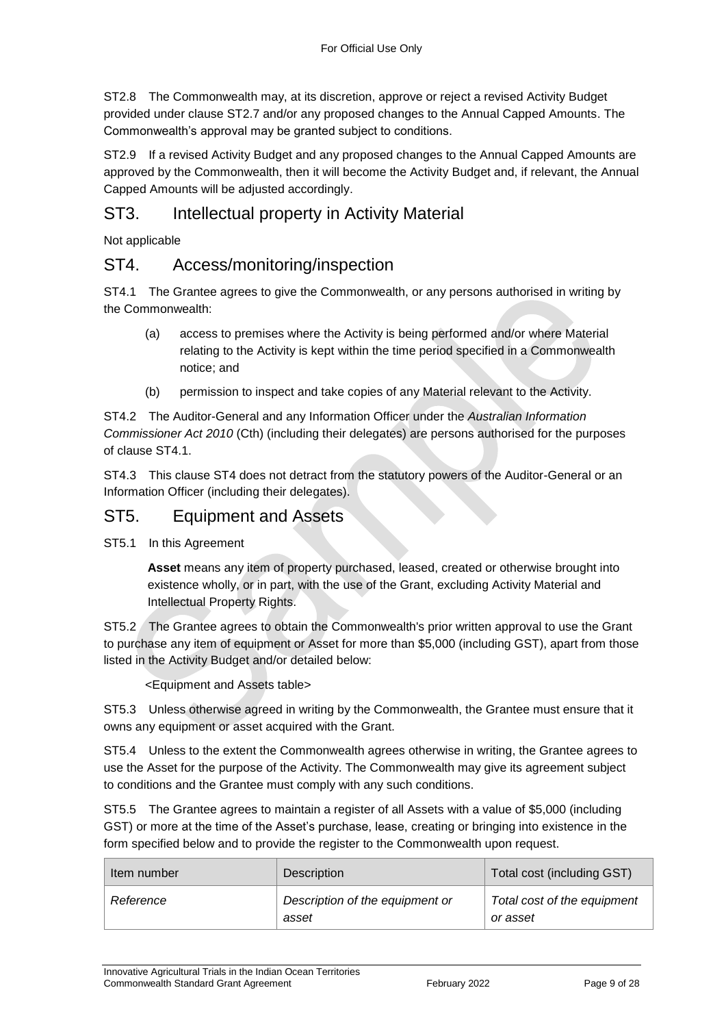ST2.8 The Commonwealth may, at its discretion, approve or reject a revised Activity Budget provided under clause ST2.7 and/or any proposed changes to the Annual Capped Amounts. The Commonwealth's approval may be granted subject to conditions.

ST2.9 If a revised Activity Budget and any proposed changes to the Annual Capped Amounts are approved by the Commonwealth, then it will become the Activity Budget and, if relevant, the Annual Capped Amounts will be adjusted accordingly.

## ST3. Intellectual property in Activity Material

Not applicable

## ST4. Access/monitoring/inspection

ST4.1 The Grantee agrees to give the Commonwealth, or any persons authorised in writing by the Commonwealth:

(a) access to premises where the Activity is being performed and/or where Material relating to the Activity is kept within the time period specified in a Commonwealth notice; and

(b) permission to inspect and take copies of any Material relevant to the Activity.

ST4.2 The Auditor-General and any Information Officer under the *Australian Information Commissioner Act 2010* (Cth) (including their delegates) are persons authorised for the purposes of clause ST4.1.

ST4.3 This clause ST4 does not detract from the statutory powers of the Auditor-General or an Information Officer (including their delegates).

## ST5. Equipment and Assets

ST5.1 In this Agreement

**Asset** means any item of property purchased, leased, created or otherwise brought into existence wholly, or in part, with the use of the Grant, excluding Activity Material and Intellectual Property Rights.

ST5.2 The Grantee agrees to obtain the Commonwealth's prior written approval to use the Grant to purchase any item of equipment or Asset for more than $5,000 (including GST), apart from those listed in the Activity Budget and/or detailed below:

<Equipment and Assets table>

ST5.3 Unless otherwise agreed in writing by the Commonwealth, the Grantee must ensure that it owns any equipment or asset acquired with the Grant.

ST5.4 Unless to the extent the Commonwealth agrees otherwise in writing, the Grantee agrees to use the Asset for the purpose of the Activity. The Commonwealth may give its agreement subject to conditions and the Grantee must comply with any such conditions.

ST5.5 The Grantee agrees to maintain a register of all Assets with a value of $5,000 (including GST) or more at the time of the Asset's purchase, lease, creating or bringing into existence in the form specified below and to provide the register to the Commonwealth upon request.

| Item number | Description | Total cost (including GST) |
|---|---|---|
| *Reference* | *Description of the equipment or asset* | *Total cost of the equipment or asset* |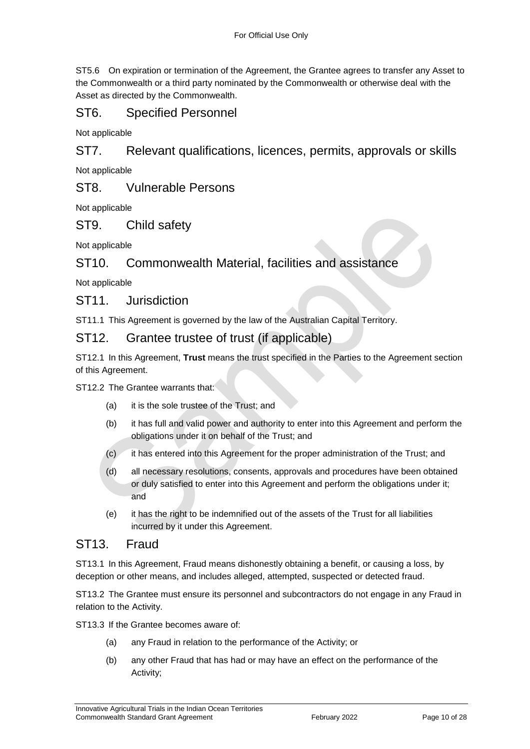ST5.6 On expiration or termination of the Agreement, the Grantee agrees to transfer any Asset to the Commonwealth or a third party nominated by the Commonwealth or otherwise deal with the Asset as directed by the Commonwealth.

## ST6. Specified Personnel

Not applicable

## ST7. Relevant qualifications, licences, permits, approvals or skills

Not applicable

## ST8. Vulnerable Persons

Not applicable

## ST9. Child safety

Not applicable

## ST10. Commonwealth Material, facilities and assistance

Not applicable

## ST11. Jurisdiction

ST11.1 This Agreement is governed by the law of the Australian Capital Territory.

## ST12. Grantee trustee of trust (if applicable)

ST12.1 In this Agreement, **Trust** means the trust specified in the Parties to the Agreement section of this Agreement.

ST12.2 The Grantee warrants that:

(a) it is the sole trustee of the Trust; and

(b) it has full and valid power and authority to enter into this Agreement and perform the obligations under it on behalf of the Trust; and

(c) it has entered into this Agreement for the proper administration of the Trust; and

(d) all necessary resolutions, consents, approvals and procedures have been obtained or duly satisfied to enter into this Agreement and perform the obligations under it; and

(e) it has the right to be indemnified out of the assets of the Trust for all liabilities incurred by it under this Agreement.

## ST13. Fraud

ST13.1 In this Agreement, Fraud means dishonestly obtaining a benefit, or causing a loss, by deception or other means, and includes alleged, attempted, suspected or detected fraud.

ST13.2 The Grantee must ensure its personnel and subcontractors do not engage in any Fraud in relation to the Activity.

ST13.3 If the Grantee becomes aware of:

(a) any Fraud in relation to the performance of the Activity; or

(b) any other Fraud that has had or may have an effect on the performance of the Activity;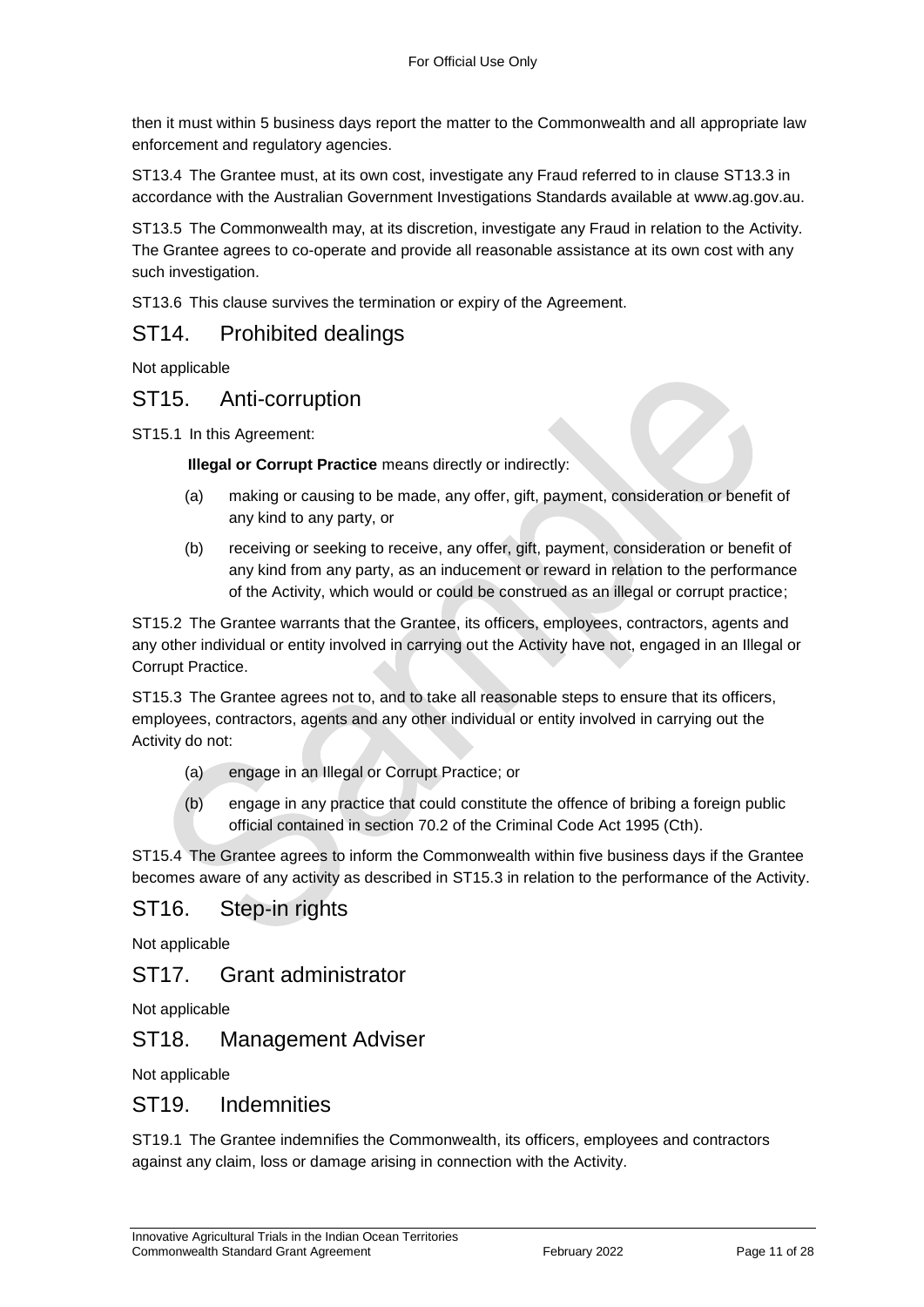then it must within 5 business days report the matter to the Commonwealth and all appropriate law enforcement and regulatory agencies.

ST13.4 The Grantee must, at its own cost, investigate any Fraud referred to in clause ST13.3 in accordance with the Australian Government Investigations Standards available at www.ag.gov.au.

ST13.5 The Commonwealth may, at its discretion, investigate any Fraud in relation to the Activity. The Grantee agrees to co-operate and provide all reasonable assistance at its own cost with any such investigation.

ST13.6 This clause survives the termination or expiry of the Agreement.

## ST14. Prohibited dealings

Not applicable

## ST15. Anti-corruption

ST15.1 In this Agreement:

**Illegal or Corrupt Practice** means directly or indirectly:

(a) making or causing to be made, any offer, gift, payment, consideration or benefit of any kind to any party, or

(b) receiving or seeking to receive, any offer, gift, payment, consideration or benefit of any kind from any party, as an inducement or reward in relation to the performance of the Activity, which would or could be construed as an illegal or corrupt practice;

ST15.2 The Grantee warrants that the Grantee, its officers, employees, contractors, agents and any other individual or entity involved in carrying out the Activity have not, engaged in an Illegal or Corrupt Practice.

ST15.3 The Grantee agrees not to, and to take all reasonable steps to ensure that its officers, employees, contractors, agents and any other individual or entity involved in carrying out the Activity do not:

(a) engage in an Illegal or Corrupt Practice; or

(b) engage in any practice that could constitute the offence of bribing a foreign public official contained in section 70.2 of the Criminal Code Act 1995 (Cth).

ST15.4 The Grantee agrees to inform the Commonwealth within five business days if the Grantee becomes aware of any activity as described in ST15.3 in relation to the performance of the Activity.

## ST16. Step-in rights

Not applicable

## ST17. Grant administrator

Not applicable

## ST18. Management Adviser

Not applicable

## ST19. Indemnities

ST19.1 The Grantee indemnifies the Commonwealth, its officers, employees and contractors against any claim, loss or damage arising in connection with the Activity.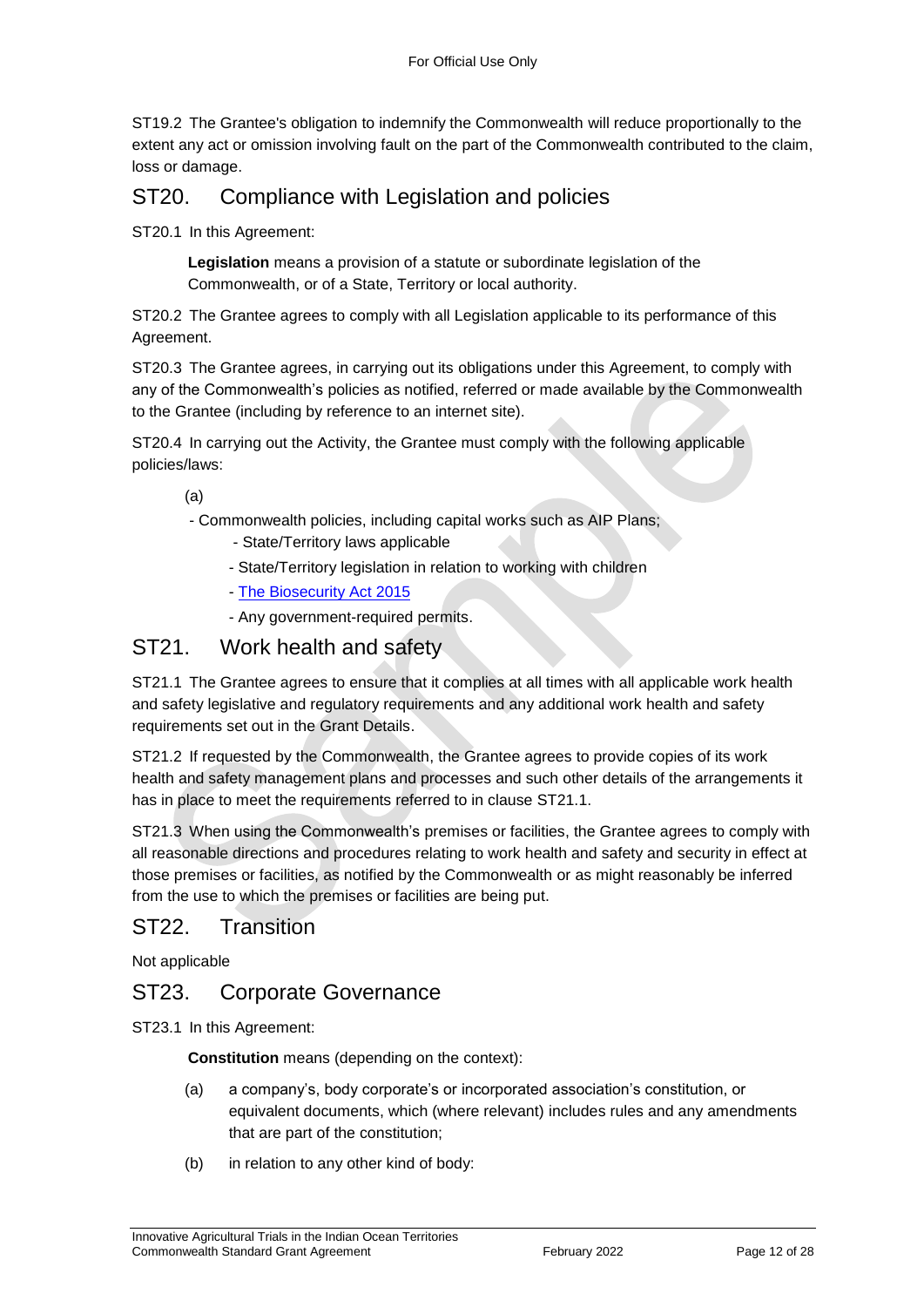ST19.2 The Grantee's obligation to indemnify the Commonwealth will reduce proportionally to the extent any act or omission involving fault on the part of the Commonwealth contributed to the claim, loss or damage.

## ST20. Compliance with Legislation and policies

ST20.1 In this Agreement:

> **Legislation** means a provision of a statute or subordinate legislation of the Commonwealth, or of a State, Territory or local authority.

ST20.2 The Grantee agrees to comply with all Legislation applicable to its performance of this Agreement.

ST20.3 The Grantee agrees, in carrying out its obligations under this Agreement, to comply with any of the Commonwealth's policies as notified, referred or made available by the Commonwealth to the Grantee (including by reference to an internet site).

ST20.4 In carrying out the Activity, the Grantee must comply with the following applicable policies/laws:

(a)

- Commonwealth policies, including capital works such as AIP Plans;
- State/Territory laws applicable
- State/Territory legislation in relation to working with children
- The Biosecurity Act 2015
- Any government-required permits.

## ST21. Work health and safety

ST21.1 The Grantee agrees to ensure that it complies at all times with all applicable work health and safety legislative and regulatory requirements and any additional work health and safety requirements set out in the Grant Details.

ST21.2 If requested by the Commonwealth, the Grantee agrees to provide copies of its work health and safety management plans and processes and such other details of the arrangements it has in place to meet the requirements referred to in clause ST21.1.

ST21.3 When using the Commonwealth's premises or facilities, the Grantee agrees to comply with all reasonable directions and procedures relating to work health and safety and security in effect at those premises or facilities, as notified by the Commonwealth or as might reasonably be inferred from the use to which the premises or facilities are being put.

## ST22. Transition

Not applicable

## ST23. Corporate Governance

ST23.1 In this Agreement:

> **Constitution** means (depending on the context):
>
> (a) a company's, body corporate's or incorporated association's constitution, or equivalent documents, which (where relevant) includes rules and any amendments that are part of the constitution;
>
> (b) in relation to any other kind of body: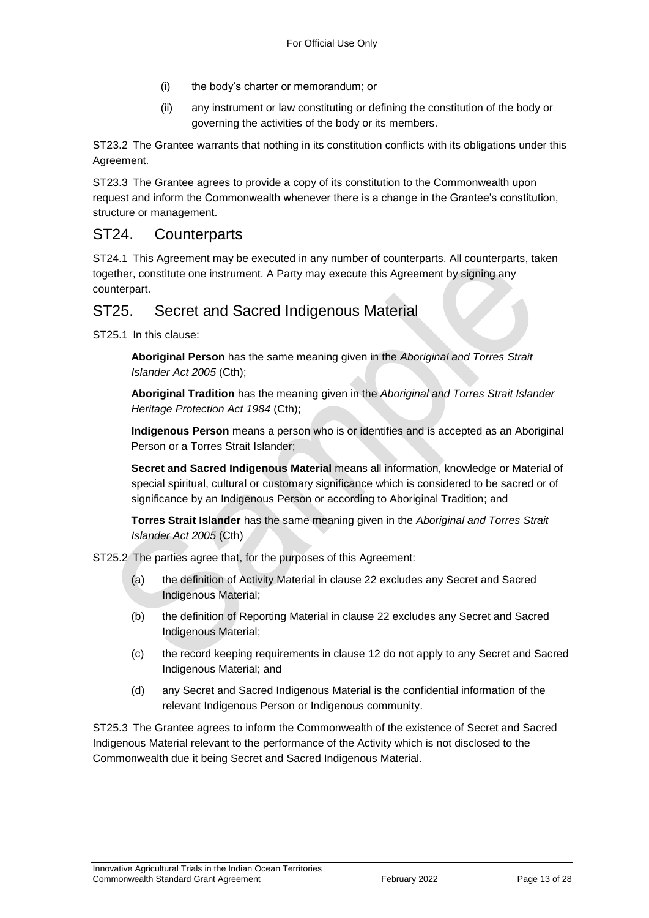(i) the body's charter or memorandum; or

(ii) any instrument or law constituting or defining the constitution of the body or governing the activities of the body or its members.

ST23.2 The Grantee warrants that nothing in its constitution conflicts with its obligations under this Agreement.

ST23.3 The Grantee agrees to provide a copy of its constitution to the Commonwealth upon request and inform the Commonwealth whenever there is a change in the Grantee's constitution, structure or management.

## ST24. Counterparts

ST24.1 This Agreement may be executed in any number of counterparts. All counterparts, taken together, constitute one instrument. A Party may execute this Agreement by signing any counterpart.

## ST25. Secret and Sacred Indigenous Material

ST25.1 In this clause:

**Aboriginal Person** has the same meaning given in the *Aboriginal and Torres Strait Islander Act 2005* (Cth);

**Aboriginal Tradition** has the meaning given in the *Aboriginal and Torres Strait Islander Heritage Protection Act 1984* (Cth);

**Indigenous Person** means a person who is or identifies and is accepted as an Aboriginal Person or a Torres Strait Islander;

**Secret and Sacred Indigenous Material** means all information, knowledge or Material of special spiritual, cultural or customary significance which is considered to be sacred or of significance by an Indigenous Person or according to Aboriginal Tradition; and

**Torres Strait Islander** has the same meaning given in the *Aboriginal and Torres Strait Islander Act 2005* (Cth)

ST25.2 The parties agree that, for the purposes of this Agreement:

(a) the definition of Activity Material in clause 22 excludes any Secret and Sacred Indigenous Material;

(b) the definition of Reporting Material in clause 22 excludes any Secret and Sacred Indigenous Material;

(c) the record keeping requirements in clause 12 do not apply to any Secret and Sacred Indigenous Material; and

(d) any Secret and Sacred Indigenous Material is the confidential information of the relevant Indigenous Person or Indigenous community.

ST25.3 The Grantee agrees to inform the Commonwealth of the existence of Secret and Sacred Indigenous Material relevant to the performance of the Activity which is not disclosed to the Commonwealth due it being Secret and Sacred Indigenous Material.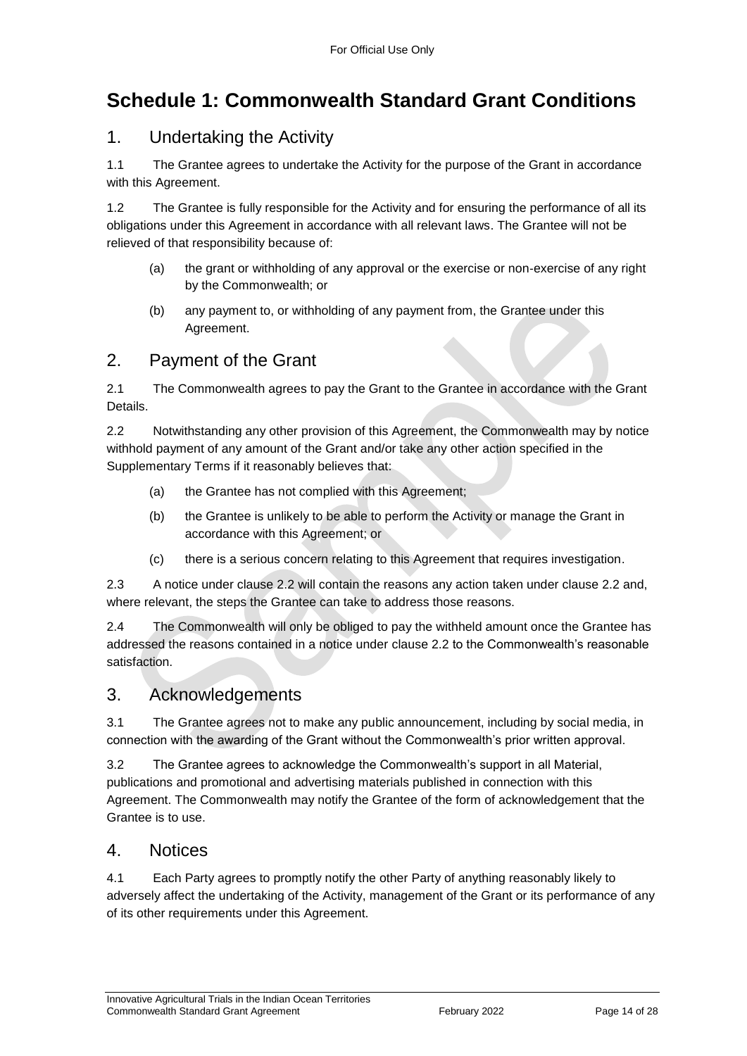# Schedule 1: Commonwealth Standard Grant Conditions

## 1. Undertaking the Activity

1.1 The Grantee agrees to undertake the Activity for the purpose of the Grant in accordance with this Agreement.

1.2 The Grantee is fully responsible for the Activity and for ensuring the performance of all its obligations under this Agreement in accordance with all relevant laws. The Grantee will not be relieved of that responsibility because of:

- (a) the grant or withholding of any approval or the exercise or non-exercise of any right by the Commonwealth; or
- (b) any payment to, or withholding of any payment from, the Grantee under this Agreement.

## 2. Payment of the Grant

2.1 The Commonwealth agrees to pay the Grant to the Grantee in accordance with the Grant Details.

2.2 Notwithstanding any other provision of this Agreement, the Commonwealth may by notice withhold payment of any amount of the Grant and/or take any other action specified in the Supplementary Terms if it reasonably believes that:

- (a) the Grantee has not complied with this Agreement;
- (b) the Grantee is unlikely to be able to perform the Activity or manage the Grant in accordance with this Agreement; or
- (c) there is a serious concern relating to this Agreement that requires investigation.

2.3 A notice under clause 2.2 will contain the reasons any action taken under clause 2.2 and, where relevant, the steps the Grantee can take to address those reasons.

2.4 The Commonwealth will only be obliged to pay the withheld amount once the Grantee has addressed the reasons contained in a notice under clause 2.2 to the Commonwealth's reasonable satisfaction.

## 3. Acknowledgements

3.1 The Grantee agrees not to make any public announcement, including by social media, in connection with the awarding of the Grant without the Commonwealth's prior written approval.

3.2 The Grantee agrees to acknowledge the Commonwealth's support in all Material, publications and promotional and advertising materials published in connection with this Agreement. The Commonwealth may notify the Grantee of the form of acknowledgement that the Grantee is to use.

## 4. Notices

4.1 Each Party agrees to promptly notify the other Party of anything reasonably likely to adversely affect the undertaking of the Activity, management of the Grant or its performance of any of its other requirements under this Agreement.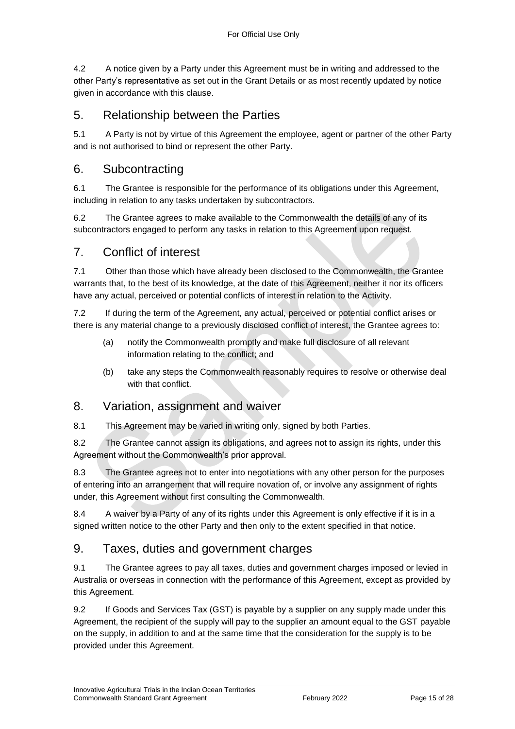4.2 A notice given by a Party under this Agreement must be in writing and addressed to the other Party's representative as set out in the Grant Details or as most recently updated by notice given in accordance with this clause.

## 5. Relationship between the Parties

5.1 A Party is not by virtue of this Agreement the employee, agent or partner of the other Party and is not authorised to bind or represent the other Party.

## 6. Subcontracting

6.1 The Grantee is responsible for the performance of its obligations under this Agreement, including in relation to any tasks undertaken by subcontractors.

6.2 The Grantee agrees to make available to the Commonwealth the details of any of its subcontractors engaged to perform any tasks in relation to this Agreement upon request.

## 7. Conflict of interest

7.1 Other than those which have already been disclosed to the Commonwealth, the Grantee warrants that, to the best of its knowledge, at the date of this Agreement, neither it nor its officers have any actual, perceived or potential conflicts of interest in relation to the Activity.

7.2 If during the term of the Agreement, any actual, perceived or potential conflict arises or there is any material change to a previously disclosed conflict of interest, the Grantee agrees to:

(a) notify the Commonwealth promptly and make full disclosure of all relevant information relating to the conflict; and

(b) take any steps the Commonwealth reasonably requires to resolve or otherwise deal with that conflict.

## 8. Variation, assignment and waiver

8.1 This Agreement may be varied in writing only, signed by both Parties.

8.2 The Grantee cannot assign its obligations, and agrees not to assign its rights, under this Agreement without the Commonwealth's prior approval.

8.3 The Grantee agrees not to enter into negotiations with any other person for the purposes of entering into an arrangement that will require novation of, or involve any assignment of rights under, this Agreement without first consulting the Commonwealth.

8.4 A waiver by a Party of any of its rights under this Agreement is only effective if it is in a signed written notice to the other Party and then only to the extent specified in that notice.

## 9. Taxes, duties and government charges

9.1 The Grantee agrees to pay all taxes, duties and government charges imposed or levied in Australia or overseas in connection with the performance of this Agreement, except as provided by this Agreement.

9.2 If Goods and Services Tax (GST) is payable by a supplier on any supply made under this Agreement, the recipient of the supply will pay to the supplier an amount equal to the GST payable on the supply, in addition to and at the same time that the consideration for the supply is to be provided under this Agreement.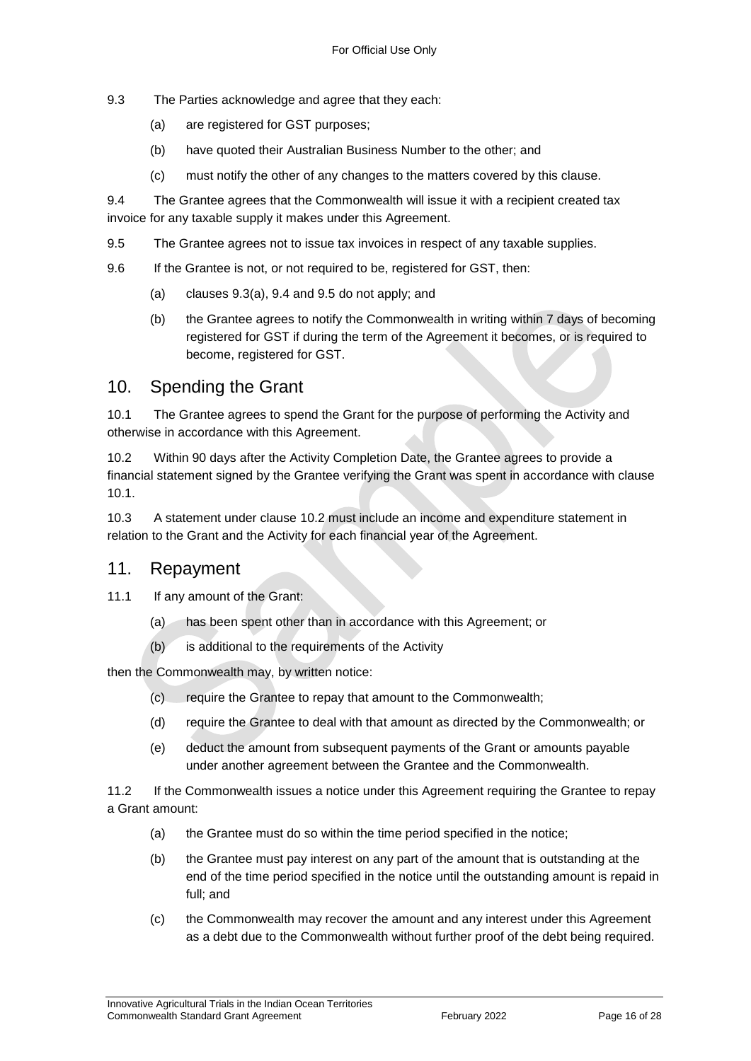9.3 The Parties acknowledge and agree that they each:

(a) are registered for GST purposes;

(b) have quoted their Australian Business Number to the other; and

(c) must notify the other of any changes to the matters covered by this clause.

9.4 The Grantee agrees that the Commonwealth will issue it with a recipient created tax invoice for any taxable supply it makes under this Agreement.

9.5 The Grantee agrees not to issue tax invoices in respect of any taxable supplies.

9.6 If the Grantee is not, or not required to be, registered for GST, then:

(a) clauses 9.3(a), 9.4 and 9.5 do not apply; and

(b) the Grantee agrees to notify the Commonwealth in writing within 7 days of becoming registered for GST if during the term of the Agreement it becomes, or is required to become, registered for GST.

## 10. Spending the Grant

10.1 The Grantee agrees to spend the Grant for the purpose of performing the Activity and otherwise in accordance with this Agreement.

10.2 Within 90 days after the Activity Completion Date, the Grantee agrees to provide a financial statement signed by the Grantee verifying the Grant was spent in accordance with clause 10.1.

10.3 A statement under clause 10.2 must include an income and expenditure statement in relation to the Grant and the Activity for each financial year of the Agreement.

## 11. Repayment

11.1 If any amount of the Grant:

(a) has been spent other than in accordance with this Agreement; or

(b) is additional to the requirements of the Activity

then the Commonwealth may, by written notice:

(c) require the Grantee to repay that amount to the Commonwealth;

(d) require the Grantee to deal with that amount as directed by the Commonwealth; or

(e) deduct the amount from subsequent payments of the Grant or amounts payable under another agreement between the Grantee and the Commonwealth.

11.2 If the Commonwealth issues a notice under this Agreement requiring the Grantee to repay a Grant amount:

(a) the Grantee must do so within the time period specified in the notice;

(b) the Grantee must pay interest on any part of the amount that is outstanding at the end of the time period specified in the notice until the outstanding amount is repaid in full; and

(c) the Commonwealth may recover the amount and any interest under this Agreement as a debt due to the Commonwealth without further proof of the debt being required.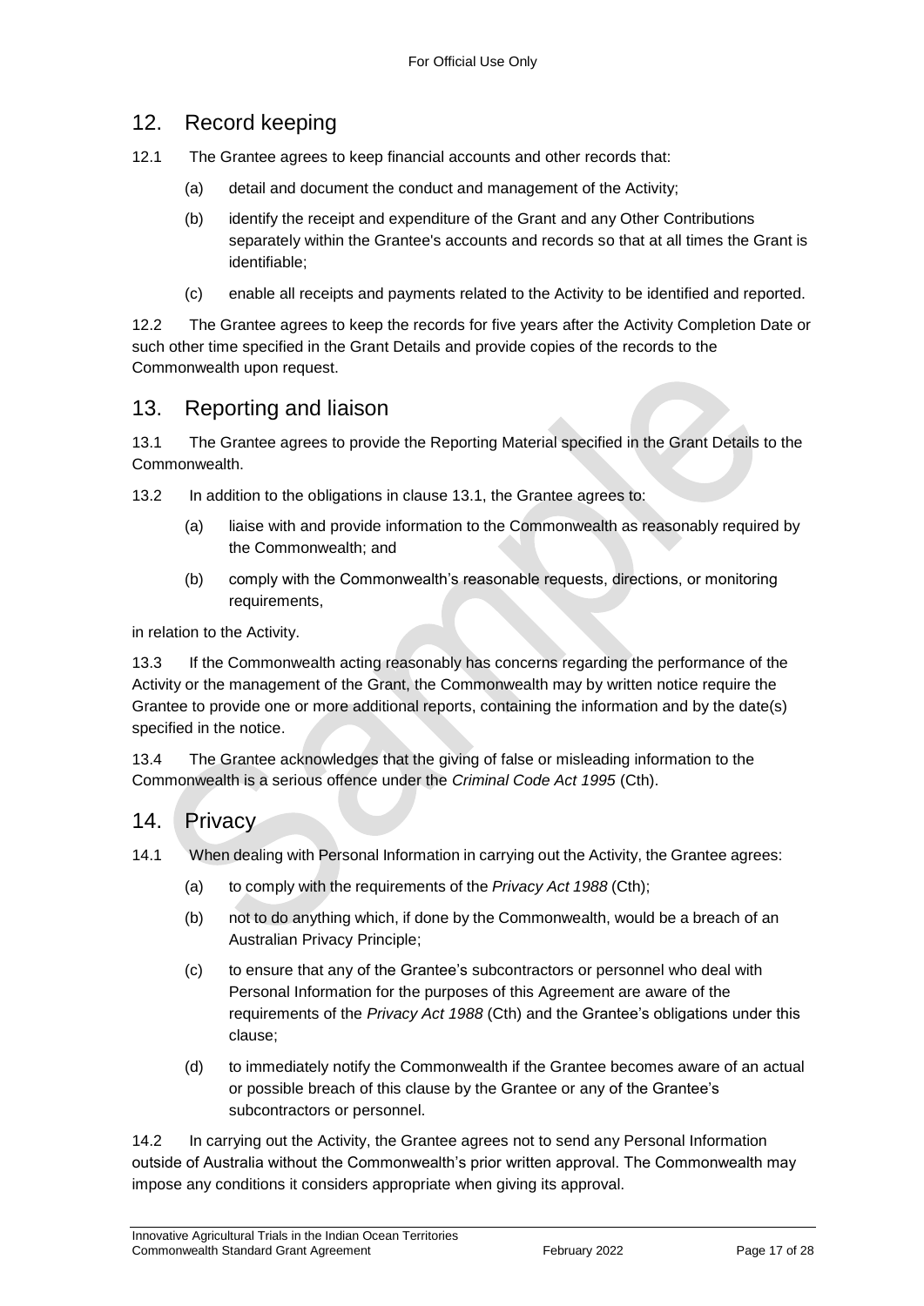## 12. Record keeping

12.1 The Grantee agrees to keep financial accounts and other records that:

(a) detail and document the conduct and management of the Activity;

(b) identify the receipt and expenditure of the Grant and any Other Contributions separately within the Grantee's accounts and records so that at all times the Grant is identifiable;

(c) enable all receipts and payments related to the Activity to be identified and reported.

12.2 The Grantee agrees to keep the records for five years after the Activity Completion Date or such other time specified in the Grant Details and provide copies of the records to the Commonwealth upon request.

## 13. Reporting and liaison

13.1 The Grantee agrees to provide the Reporting Material specified in the Grant Details to the Commonwealth.

13.2 In addition to the obligations in clause 13.1, the Grantee agrees to:

(a) liaise with and provide information to the Commonwealth as reasonably required by the Commonwealth; and

(b) comply with the Commonwealth's reasonable requests, directions, or monitoring requirements,

in relation to the Activity.

13.3 If the Commonwealth acting reasonably has concerns regarding the performance of the Activity or the management of the Grant, the Commonwealth may by written notice require the Grantee to provide one or more additional reports, containing the information and by the date(s) specified in the notice.

13.4 The Grantee acknowledges that the giving of false or misleading information to the Commonwealth is a serious offence under the *Criminal Code Act 1995* (Cth).

## 14. Privacy

14.1 When dealing with Personal Information in carrying out the Activity, the Grantee agrees:

(a) to comply with the requirements of the *Privacy Act 1988* (Cth);

(b) not to do anything which, if done by the Commonwealth, would be a breach of an Australian Privacy Principle;

(c) to ensure that any of the Grantee's subcontractors or personnel who deal with Personal Information for the purposes of this Agreement are aware of the requirements of the *Privacy Act 1988* (Cth) and the Grantee's obligations under this clause;

(d) to immediately notify the Commonwealth if the Grantee becomes aware of an actual or possible breach of this clause by the Grantee or any of the Grantee's subcontractors or personnel.

14.2 In carrying out the Activity, the Grantee agrees not to send any Personal Information outside of Australia without the Commonwealth's prior written approval. The Commonwealth may impose any conditions it considers appropriate when giving its approval.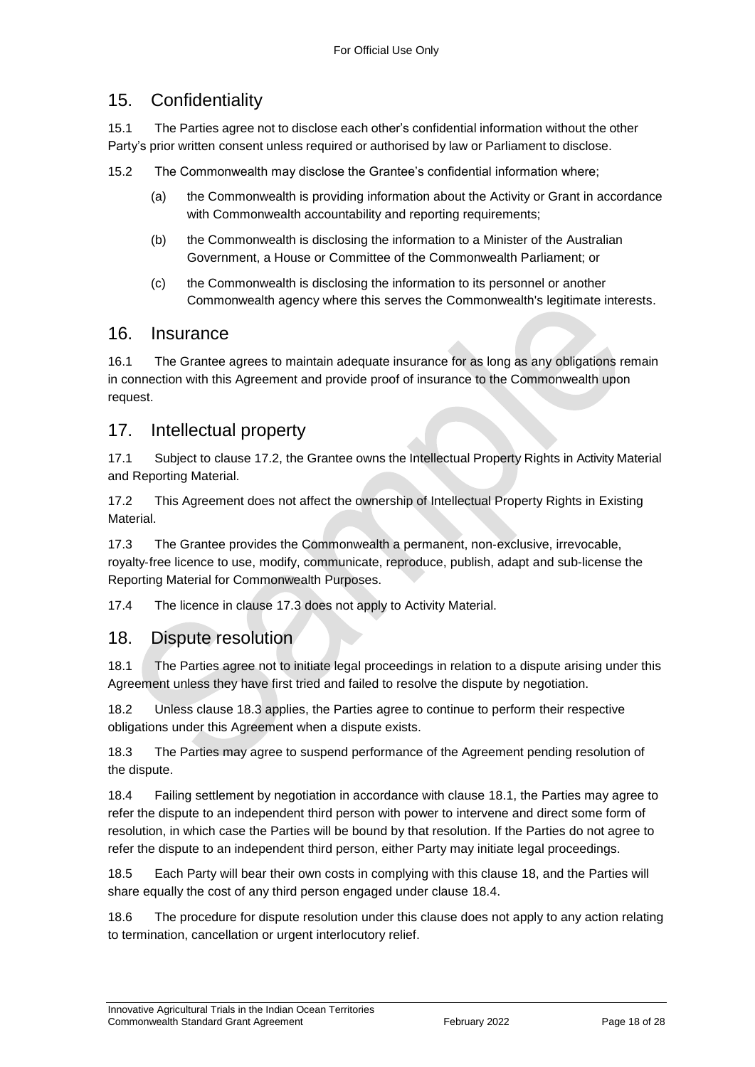## 15. Confidentiality

15.1 The Parties agree not to disclose each other's confidential information without the other Party's prior written consent unless required or authorised by law or Parliament to disclose.

15.2 The Commonwealth may disclose the Grantee's confidential information where;

(a) the Commonwealth is providing information about the Activity or Grant in accordance with Commonwealth accountability and reporting requirements;

(b) the Commonwealth is disclosing the information to a Minister of the Australian Government, a House or Committee of the Commonwealth Parliament; or

(c) the Commonwealth is disclosing the information to its personnel or another Commonwealth agency where this serves the Commonwealth's legitimate interests.

## 16. Insurance

16.1 The Grantee agrees to maintain adequate insurance for as long as any obligations remain in connection with this Agreement and provide proof of insurance to the Commonwealth upon request.

## 17. Intellectual property

17.1 Subject to clause 17.2, the Grantee owns the Intellectual Property Rights in Activity Material and Reporting Material.

17.2 This Agreement does not affect the ownership of Intellectual Property Rights in Existing Material.

17.3 The Grantee provides the Commonwealth a permanent, non-exclusive, irrevocable, royalty-free licence to use, modify, communicate, reproduce, publish, adapt and sub-license the Reporting Material for Commonwealth Purposes.

17.4 The licence in clause 17.3 does not apply to Activity Material.

## 18. Dispute resolution

18.1 The Parties agree not to initiate legal proceedings in relation to a dispute arising under this Agreement unless they have first tried and failed to resolve the dispute by negotiation.

18.2 Unless clause 18.3 applies, the Parties agree to continue to perform their respective obligations under this Agreement when a dispute exists.

18.3 The Parties may agree to suspend performance of the Agreement pending resolution of the dispute.

18.4 Failing settlement by negotiation in accordance with clause 18.1, the Parties may agree to refer the dispute to an independent third person with power to intervene and direct some form of resolution, in which case the Parties will be bound by that resolution. If the Parties do not agree to refer the dispute to an independent third person, either Party may initiate legal proceedings.

18.5 Each Party will bear their own costs in complying with this clause 18, and the Parties will share equally the cost of any third person engaged under clause 18.4.

18.6 The procedure for dispute resolution under this clause does not apply to any action relating to termination, cancellation or urgent interlocutory relief.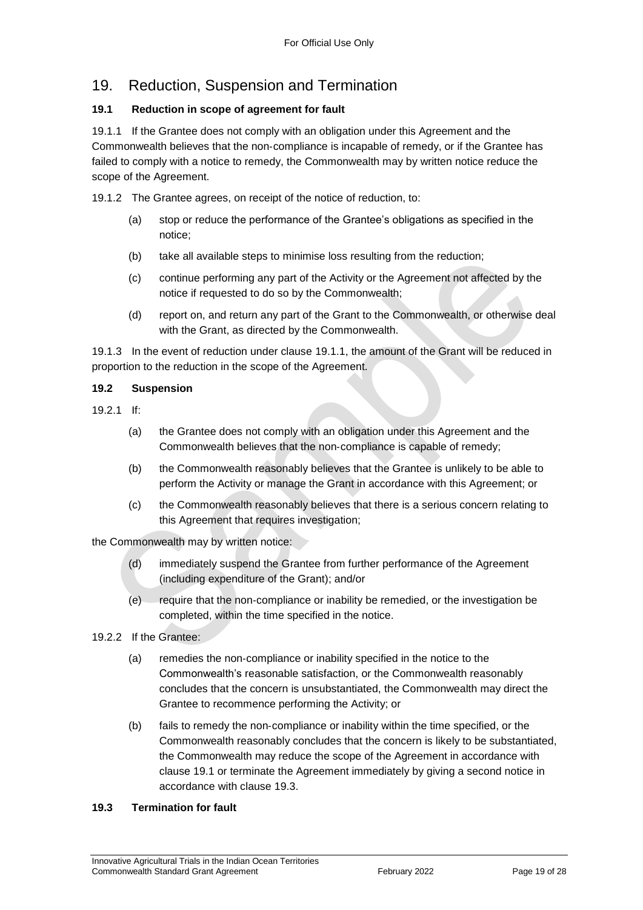# 19. Reduction, Suspension and Termination

### 19.1 Reduction in scope of agreement for fault

19.1.1 If the Grantee does not comply with an obligation under this Agreement and the Commonwealth believes that the non-compliance is incapable of remedy, or if the Grantee has failed to comply with a notice to remedy, the Commonwealth may by written notice reduce the scope of the Agreement.

19.1.2 The Grantee agrees, on receipt of the notice of reduction, to:

(a) stop or reduce the performance of the Grantee's obligations as specified in the notice;

(b) take all available steps to minimise loss resulting from the reduction;

(c) continue performing any part of the Activity or the Agreement not affected by the notice if requested to do so by the Commonwealth;

(d) report on, and return any part of the Grant to the Commonwealth, or otherwise deal with the Grant, as directed by the Commonwealth.

19.1.3 In the event of reduction under clause 19.1.1, the amount of the Grant will be reduced in proportion to the reduction in the scope of the Agreement.

### 19.2 Suspension

19.2.1 If:

(a) the Grantee does not comply with an obligation under this Agreement and the Commonwealth believes that the non-compliance is capable of remedy;

(b) the Commonwealth reasonably believes that the Grantee is unlikely to be able to perform the Activity or manage the Grant in accordance with this Agreement; or

(c) the Commonwealth reasonably believes that there is a serious concern relating to this Agreement that requires investigation;

the Commonwealth may by written notice:

(d) immediately suspend the Grantee from further performance of the Agreement (including expenditure of the Grant); and/or

(e) require that the non-compliance or inability be remedied, or the investigation be completed, within the time specified in the notice.

19.2.2 If the Grantee:

(a) remedies the non-compliance or inability specified in the notice to the Commonwealth's reasonable satisfaction, or the Commonwealth reasonably concludes that the concern is unsubstantiated, the Commonwealth may direct the Grantee to recommence performing the Activity; or

(b) fails to remedy the non-compliance or inability within the time specified, or the Commonwealth reasonably concludes that the concern is likely to be substantiated, the Commonwealth may reduce the scope of the Agreement in accordance with clause 19.1 or terminate the Agreement immediately by giving a second notice in accordance with clause 19.3.

### 19.3 Termination for fault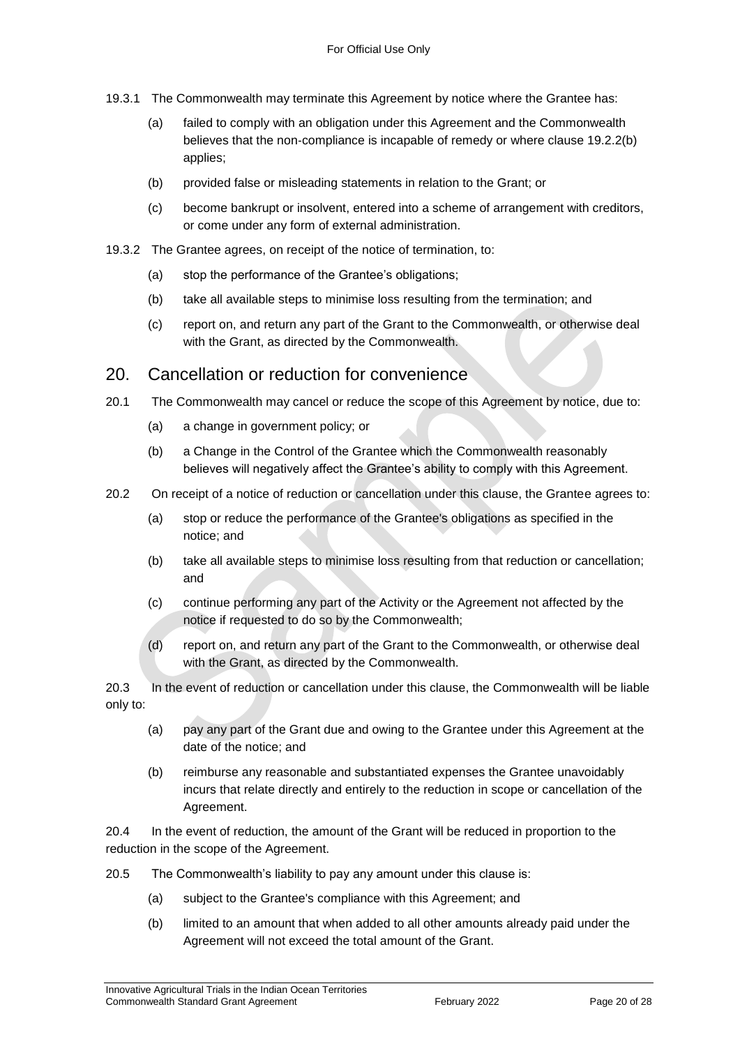19.3.1 The Commonwealth may terminate this Agreement by notice where the Grantee has:

(a) failed to comply with an obligation under this Agreement and the Commonwealth believes that the non-compliance is incapable of remedy or where clause 19.2.2(b) applies;

(b) provided false or misleading statements in relation to the Grant; or

(c) become bankrupt or insolvent, entered into a scheme of arrangement with creditors, or come under any form of external administration.

19.3.2 The Grantee agrees, on receipt of the notice of termination, to:

(a) stop the performance of the Grantee's obligations;

(b) take all available steps to minimise loss resulting from the termination; and

(c) report on, and return any part of the Grant to the Commonwealth, or otherwise deal with the Grant, as directed by the Commonwealth.

## 20. Cancellation or reduction for convenience

20.1 The Commonwealth may cancel or reduce the scope of this Agreement by notice, due to:

(a) a change in government policy; or

(b) a Change in the Control of the Grantee which the Commonwealth reasonably believes will negatively affect the Grantee's ability to comply with this Agreement.

20.2 On receipt of a notice of reduction or cancellation under this clause, the Grantee agrees to:

(a) stop or reduce the performance of the Grantee's obligations as specified in the notice; and

(b) take all available steps to minimise loss resulting from that reduction or cancellation; and

(c) continue performing any part of the Activity or the Agreement not affected by the notice if requested to do so by the Commonwealth;

(d) report on, and return any part of the Grant to the Commonwealth, or otherwise deal with the Grant, as directed by the Commonwealth.

20.3 In the event of reduction or cancellation under this clause, the Commonwealth will be liable only to:

(a) pay any part of the Grant due and owing to the Grantee under this Agreement at the date of the notice; and

(b) reimburse any reasonable and substantiated expenses the Grantee unavoidably incurs that relate directly and entirely to the reduction in scope or cancellation of the Agreement.

20.4 In the event of reduction, the amount of the Grant will be reduced in proportion to the reduction in the scope of the Agreement.

20.5 The Commonwealth's liability to pay any amount under this clause is:

(a) subject to the Grantee's compliance with this Agreement; and

(b) limited to an amount that when added to all other amounts already paid under the Agreement will not exceed the total amount of the Grant.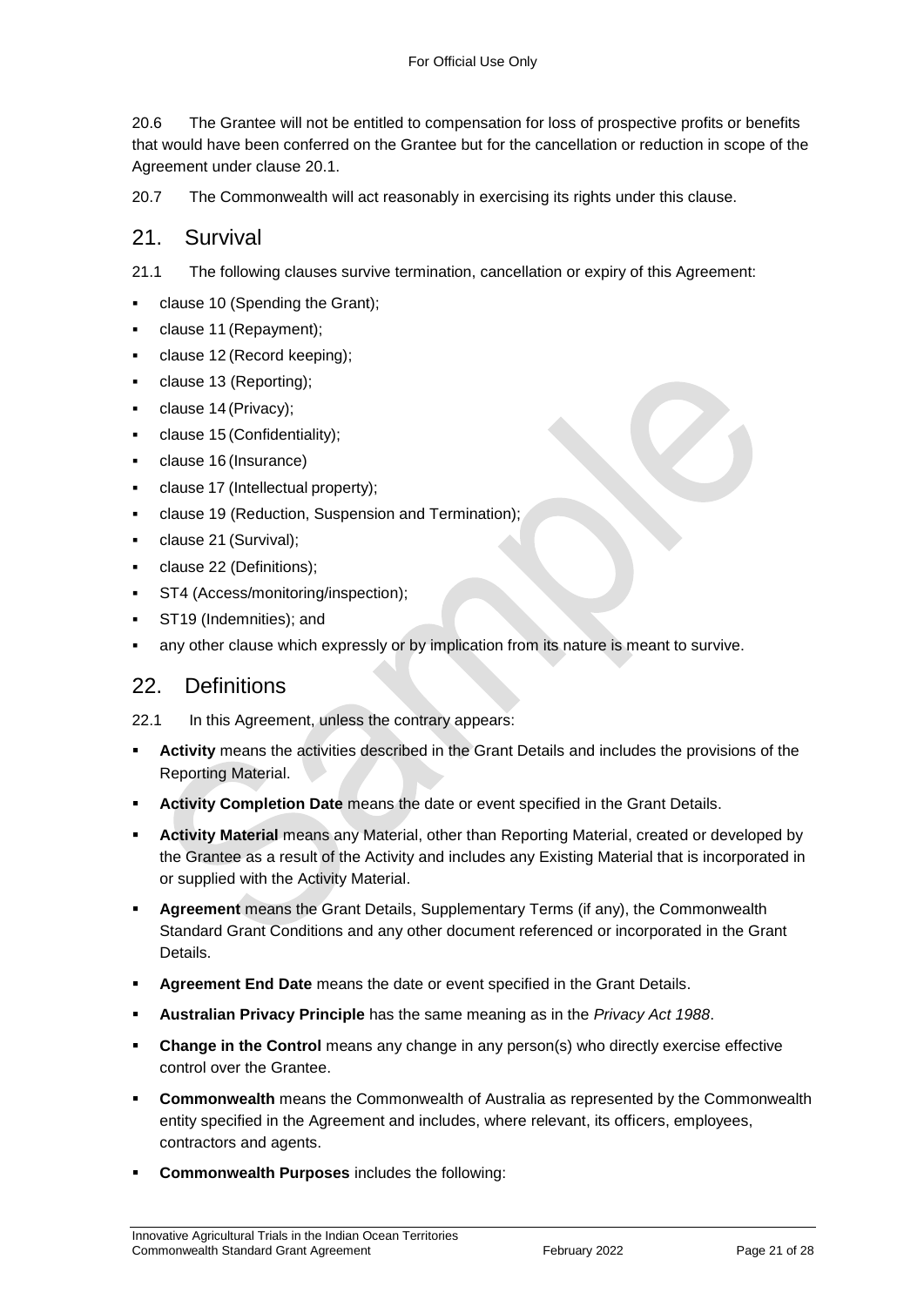20.6 The Grantee will not be entitled to compensation for loss of prospective profits or benefits that would have been conferred on the Grantee but for the cancellation or reduction in scope of the Agreement under clause 20.1.

20.7 The Commonwealth will act reasonably in exercising its rights under this clause.

## 21. Survival

21.1 The following clauses survive termination, cancellation or expiry of this Agreement:

- clause 10 (Spending the Grant);
- clause 11 (Repayment);
- clause 12 (Record keeping);
- clause 13 (Reporting);
- clause 14 (Privacy);
- clause 15 (Confidentiality);
- clause 16 (Insurance)
- clause 17 (Intellectual property);
- clause 19 (Reduction, Suspension and Termination);
- clause 21 (Survival);
- clause 22 (Definitions);
- ST4 (Access/monitoring/inspection);
- ST19 (Indemnities); and
- any other clause which expressly or by implication from its nature is meant to survive.

## 22. Definitions

22.1 In this Agreement, unless the contrary appears:

- **Activity** means the activities described in the Grant Details and includes the provisions of the Reporting Material.
- **Activity Completion Date** means the date or event specified in the Grant Details.
- **Activity Material** means any Material, other than Reporting Material, created or developed by the Grantee as a result of the Activity and includes any Existing Material that is incorporated in or supplied with the Activity Material.
- **Agreement** means the Grant Details, Supplementary Terms (if any), the Commonwealth Standard Grant Conditions and any other document referenced or incorporated in the Grant Details.
- **Agreement End Date** means the date or event specified in the Grant Details.
- **Australian Privacy Principle** has the same meaning as in the *Privacy Act 1988*.
- **Change in the Control** means any change in any person(s) who directly exercise effective control over the Grantee.
- **Commonwealth** means the Commonwealth of Australia as represented by the Commonwealth entity specified in the Agreement and includes, where relevant, its officers, employees, contractors and agents.
- **Commonwealth Purposes** includes the following: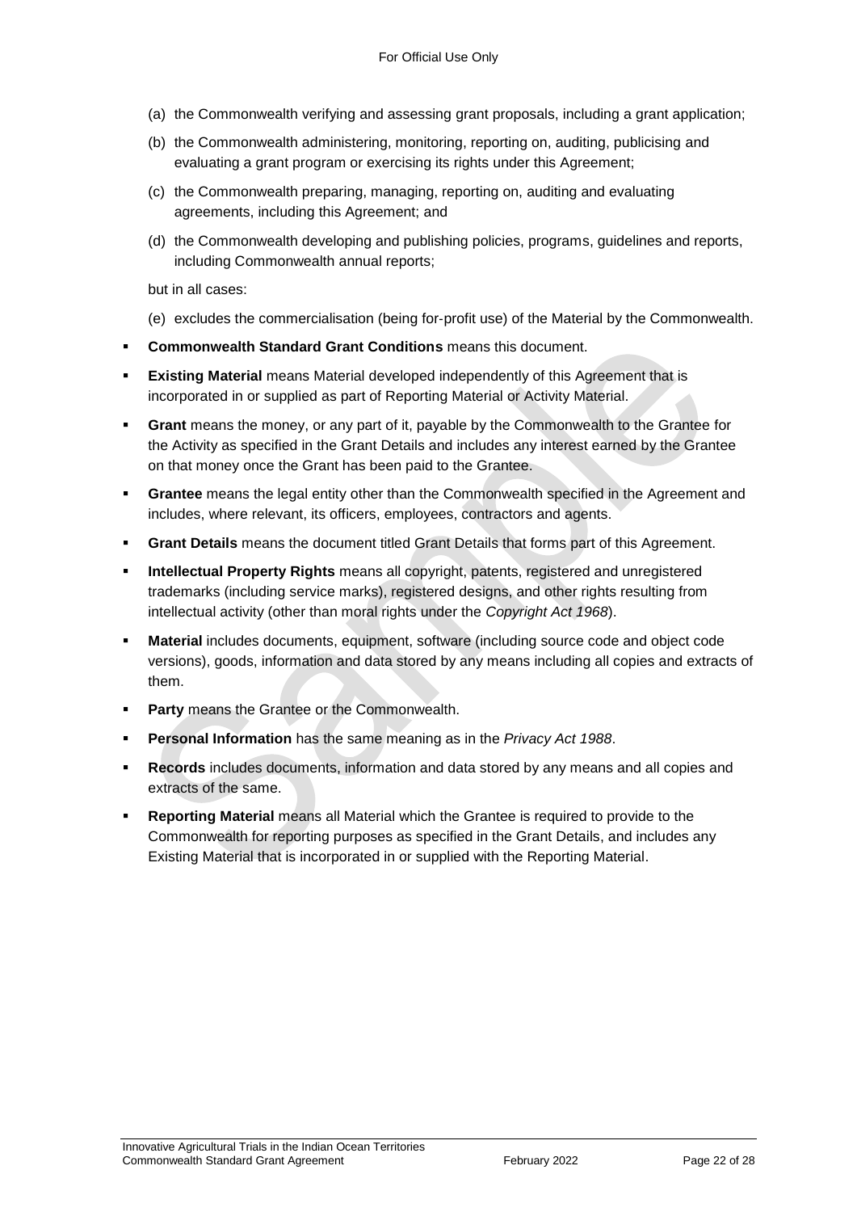(a) the Commonwealth verifying and assessing grant proposals, including a grant application;

(b) the Commonwealth administering, monitoring, reporting on, auditing, publicising and evaluating a grant program or exercising its rights under this Agreement;

(c) the Commonwealth preparing, managing, reporting on, auditing and evaluating agreements, including this Agreement; and

(d) the Commonwealth developing and publishing policies, programs, guidelines and reports, including Commonwealth annual reports;

but in all cases:

(e) excludes the commercialisation (being for-profit use) of the Material by the Commonwealth.

- **Commonwealth Standard Grant Conditions** means this document.
- **Existing Material** means Material developed independently of this Agreement that is incorporated in or supplied as part of Reporting Material or Activity Material.
- **Grant** means the money, or any part of it, payable by the Commonwealth to the Grantee for the Activity as specified in the Grant Details and includes any interest earned by the Grantee on that money once the Grant has been paid to the Grantee.
- **Grantee** means the legal entity other than the Commonwealth specified in the Agreement and includes, where relevant, its officers, employees, contractors and agents.
- **Grant Details** means the document titled Grant Details that forms part of this Agreement.
- **Intellectual Property Rights** means all copyright, patents, registered and unregistered trademarks (including service marks), registered designs, and other rights resulting from intellectual activity (other than moral rights under the *Copyright Act 1968*).
- **Material** includes documents, equipment, software (including source code and object code versions), goods, information and data stored by any means including all copies and extracts of them.
- **Party** means the Grantee or the Commonwealth.
- **Personal Information** has the same meaning as in the *Privacy Act 1988*.
- **Records** includes documents, information and data stored by any means and all copies and extracts of the same.
- **Reporting Material** means all Material which the Grantee is required to provide to the Commonwealth for reporting purposes as specified in the Grant Details, and includes any Existing Material that is incorporated in or supplied with the Reporting Material.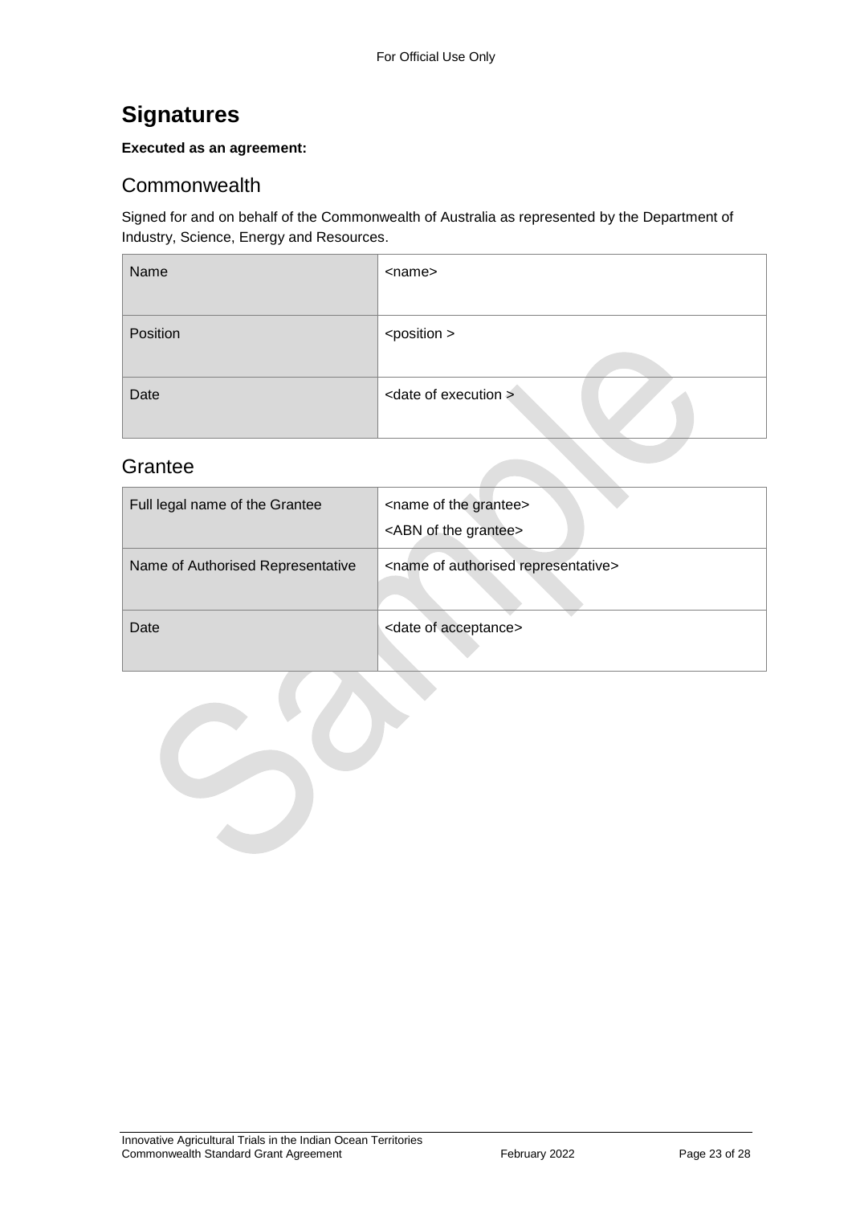# Signatures

**Executed as an agreement:**

## Commonwealth

Signed for and on behalf of the Commonwealth of Australia as represented by the Department of Industry, Science, Energy and Resources.

| Name | <name> |
|---|---|
| Position | <position > |
| Date | <date of execution > |

## Grantee

| Full legal name of the Grantee | <name of the grantee><br><ABN of the grantee> |
|---|---|
| Name of Authorised Representative | <name of authorised representative> |
| Date | <date of acceptance> |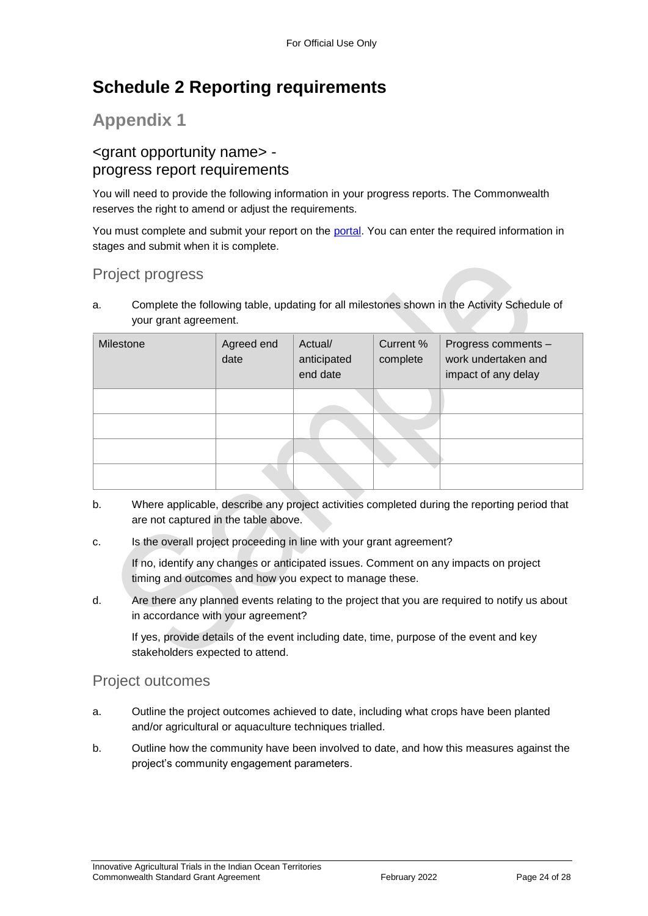# Schedule 2 Reporting requirements

## Appendix 1

### <grant opportunity name> - progress report requirements

You will need to provide the following information in your progress reports. The Commonwealth reserves the right to amend or adjust the requirements.

You must complete and submit your report on the portal. You can enter the required information in stages and submit when it is complete.

### Project progress

a. Complete the following table, updating for all milestones shown in the Activity Schedule of your grant agreement.

| Milestone | Agreed end date | Actual/ anticipated end date | Current % complete | Progress comments – work undertaken and impact of any delay |
|---|---|---|---|---|
| | | | | |
| | | | | |
| | | | | |
| | | | | |

b. Where applicable, describe any project activities completed during the reporting period that are not captured in the table above.

c. Is the overall project proceeding in line with your grant agreement?

If no, identify any changes or anticipated issues. Comment on any impacts on project timing and outcomes and how you expect to manage these.

d. Are there any planned events relating to the project that you are required to notify us about in accordance with your agreement?

If yes, provide details of the event including date, time, purpose of the event and key stakeholders expected to attend.

### Project outcomes

a. Outline the project outcomes achieved to date, including what crops have been planted and/or agricultural or aquaculture techniques trialled.

b. Outline how the community have been involved to date, and how this measures against the project's community engagement parameters.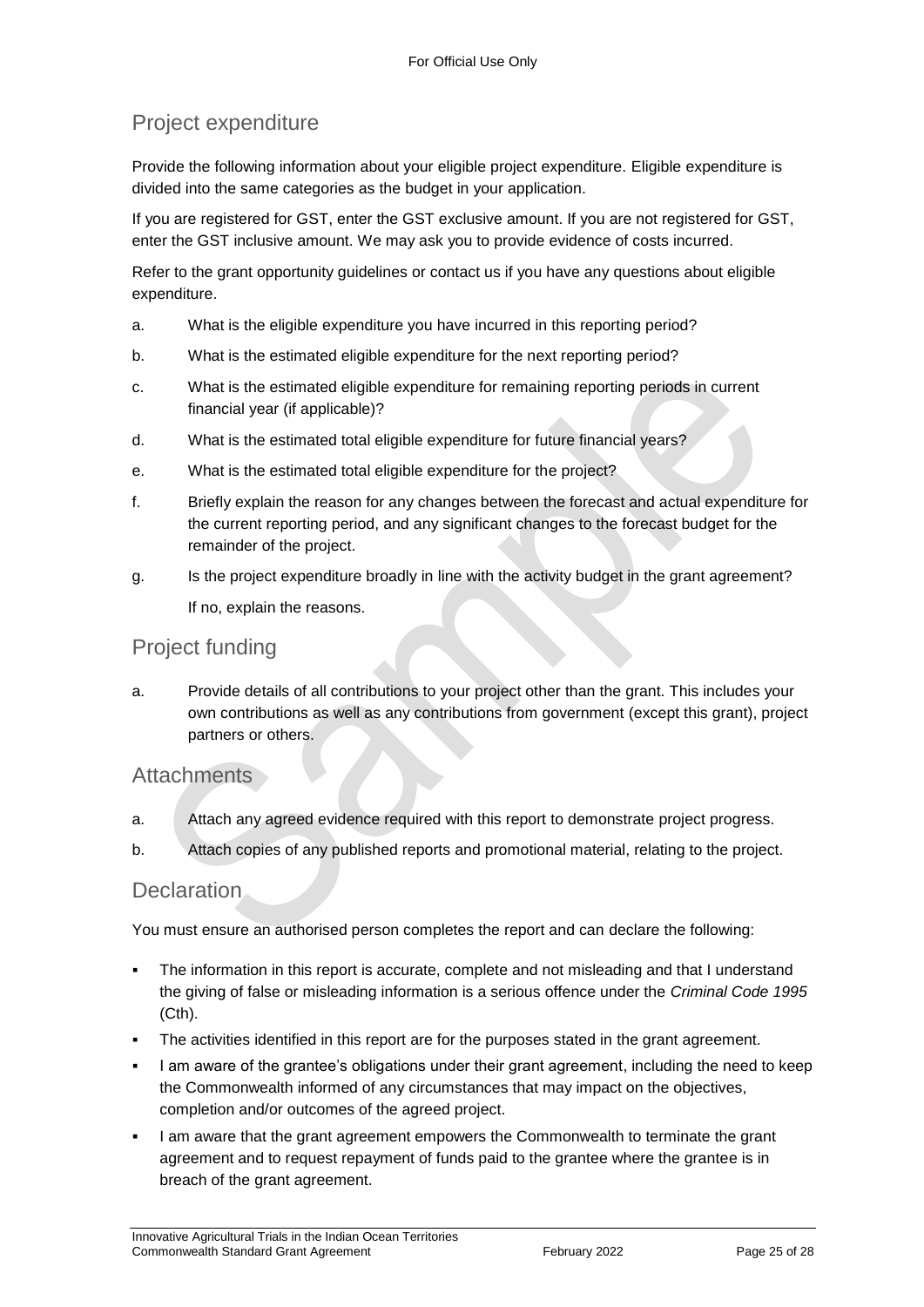## Project expenditure

Provide the following information about your eligible project expenditure. Eligible expenditure is divided into the same categories as the budget in your application.

If you are registered for GST, enter the GST exclusive amount. If you are not registered for GST, enter the GST inclusive amount. We may ask you to provide evidence of costs incurred.

Refer to the grant opportunity guidelines or contact us if you have any questions about eligible expenditure.

a. What is the eligible expenditure you have incurred in this reporting period?

b. What is the estimated eligible expenditure for the next reporting period?

c. What is the estimated eligible expenditure for remaining reporting periods in current financial year (if applicable)?

d. What is the estimated total eligible expenditure for future financial years?

e. What is the estimated total eligible expenditure for the project?

f. Briefly explain the reason for any changes between the forecast and actual expenditure for the current reporting period, and any significant changes to the forecast budget for the remainder of the project.

g. Is the project expenditure broadly in line with the activity budget in the grant agreement?

   If no, explain the reasons.

## Project funding

a. Provide details of all contributions to your project other than the grant. This includes your own contributions as well as any contributions from government (except this grant), project partners or others.

## Attachments

a. Attach any agreed evidence required with this report to demonstrate project progress.

b. Attach copies of any published reports and promotional material, relating to the project.

## Declaration

You must ensure an authorised person completes the report and can declare the following:

- The information in this report is accurate, complete and not misleading and that I understand the giving of false or misleading information is a serious offence under the *Criminal Code 1995* (Cth).
- The activities identified in this report are for the purposes stated in the grant agreement.
- I am aware of the grantee's obligations under their grant agreement, including the need to keep the Commonwealth informed of any circumstances that may impact on the objectives, completion and/or outcomes of the agreed project.
- I am aware that the grant agreement empowers the Commonwealth to terminate the grant agreement and to request repayment of funds paid to the grantee where the grantee is in breach of the grant agreement.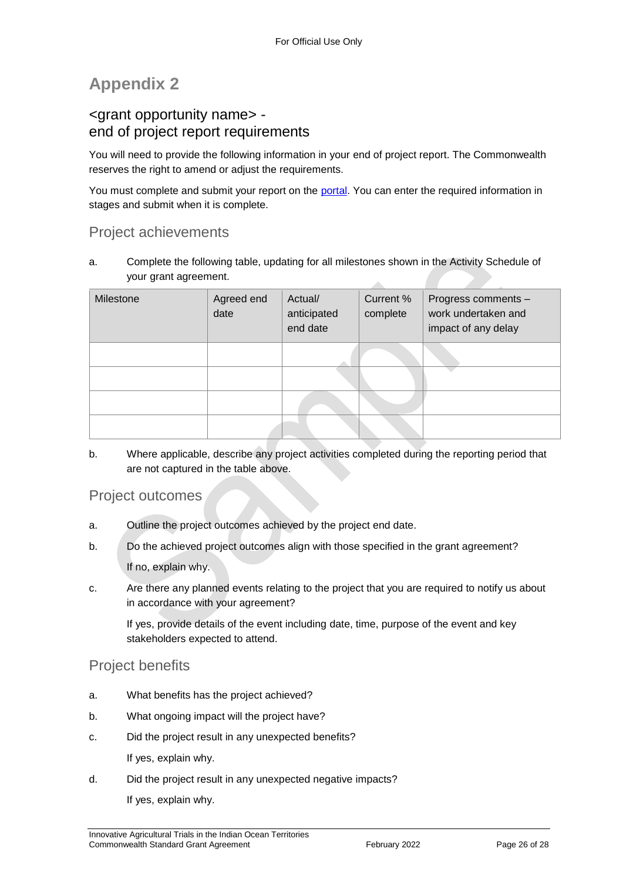# Appendix 2

## <grant opportunity name> - end of project report requirements

You will need to provide the following information in your end of project report. The Commonwealth reserves the right to amend or adjust the requirements.

You must complete and submit your report on the portal. You can enter the required information in stages and submit when it is complete.

### Project achievements

a. Complete the following table, updating for all milestones shown in the Activity Schedule of your grant agreement.

| Milestone | Agreed end date | Actual/ anticipated end date | Current % complete | Progress comments – work undertaken and impact of any delay |
|---|---|---|---|---|
| | | | | |
| | | | | |
| | | | | |
| | | | | |

b. Where applicable, describe any project activities completed during the reporting period that are not captured in the table above.

### Project outcomes

a. Outline the project outcomes achieved by the project end date.

b. Do the achieved project outcomes align with those specified in the grant agreement?

   If no, explain why.

c. Are there any planned events relating to the project that you are required to notify us about in accordance with your agreement?

   If yes, provide details of the event including date, time, purpose of the event and key stakeholders expected to attend.

### Project benefits

a. What benefits has the project achieved?

b. What ongoing impact will the project have?

c. Did the project result in any unexpected benefits?

   If yes, explain why.

d. Did the project result in any unexpected negative impacts?

   If yes, explain why.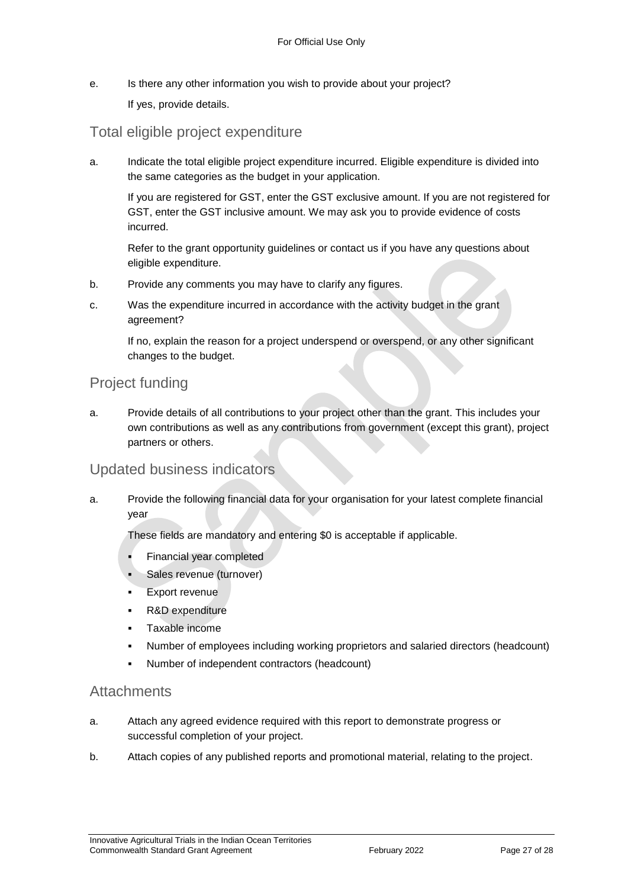e. Is there any other information you wish to provide about your project?

   If yes, provide details.

## Total eligible project expenditure

a. Indicate the total eligible project expenditure incurred. Eligible expenditure is divided into the same categories as the budget in your application.

   If you are registered for GST, enter the GST exclusive amount. If you are not registered for GST, enter the GST inclusive amount. We may ask you to provide evidence of costs incurred.

   Refer to the grant opportunity guidelines or contact us if you have any questions about eligible expenditure.

b. Provide any comments you may have to clarify any figures.

c. Was the expenditure incurred in accordance with the activity budget in the grant agreement?

   If no, explain the reason for a project underspend or overspend, or any other significant changes to the budget.

## Project funding

a. Provide details of all contributions to your project other than the grant. This includes your own contributions as well as any contributions from government (except this grant), project partners or others.

## Updated business indicators

a. Provide the following financial data for your organisation for your latest complete financial year

   These fields are mandatory and entering $0 is acceptable if applicable.

   - Financial year completed
   - Sales revenue (turnover)
   - Export revenue
   - R&D expenditure
   - Taxable income
   - Number of employees including working proprietors and salaried directors (headcount)
   - Number of independent contractors (headcount)

## Attachments

a. Attach any agreed evidence required with this report to demonstrate progress or successful completion of your project.

b. Attach copies of any published reports and promotional material, relating to the project.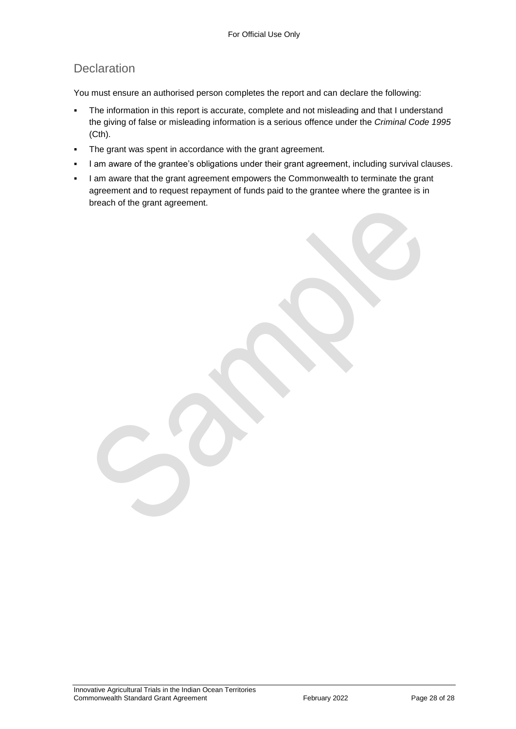## Declaration

You must ensure an authorised person completes the report and can declare the following:

- The information in this report is accurate, complete and not misleading and that I understand the giving of false or misleading information is a serious offence under the *Criminal Code 1995* (Cth).
- The grant was spent in accordance with the grant agreement.
- I am aware of the grantee's obligations under their grant agreement, including survival clauses.
- I am aware that the grant agreement empowers the Commonwealth to terminate the grant agreement and to request repayment of funds paid to the grantee where the grantee is in breach of the grant agreement.